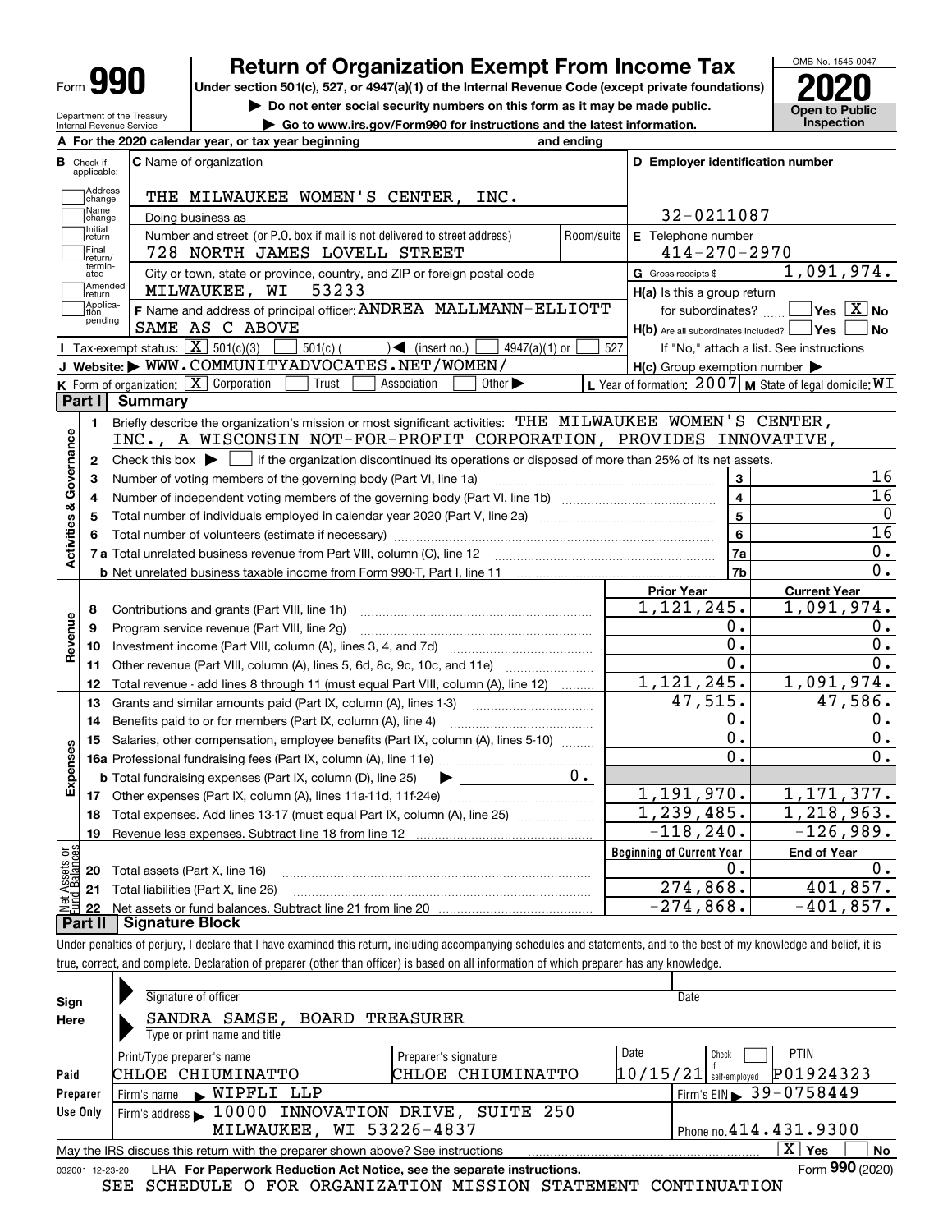# Form 990 — Return of Organization Exempt From Income Tax (2020)

Under section 501(c), 527, or 4947(a)(1) of the Internal Revenue Code (except private foundations)

▶ Do not enter social security numbers on this form as it may be made public.

▶ Go to www.irs.gov/Form990 for instructions and the latest information.

OMB No. 1545-0047

**Open to Public Inspection**

Department of the Treasury
Internal Revenue Service

**A** For the 2020 calendar year, or tax year beginning and ending

**B** Check if applicable: Address change, Name change, Initial return, Final return/terminated, Amended return, Application pending

**C** Name of organization: THE MILWAUKEE WOMEN'S CENTER, INC.

Doing business as

Number and street (or P.O. box if mail is not delivered to street address): 728 NORTH JAMES LOVELL STREET — Room/suite

City or town, state or province, country, and ZIP or foreign postal code: MILWAUKEE, WI 53233

**D** Employer identification number: 32-0211087

**E** Telephone number: 414-270-2970

**G** Gross receipts $ 1,091,974.

**F** Name and address of principal officer: ANDREA MALLMANN-ELLIOTT, SAME AS C ABOVE

**H(a)** Is this a group return for subordinates? ☐ Yes ☒ No

**H(b)** Are all subordinates included? ☐ Yes ☐ No — If "No," attach a list. See instructions

**H(c)** Group exemption number ▶

**I** Tax-exempt status: ☒ 501(c)(3) ☐ 501(c) ( ) ◀ (insert no.) ☐ 4947(a)(1) or ☐ 527

**J** Website: ▶ WWW.COMMUNITYADVOCATES.NET/WOMEN/

**K** Form of organization: ☒ Corporation ☐ Trust ☐ Association ☐ Other ▶

**L** Year of formation: 2007 **M** State of legal domicile: WI

## Part I Summary

**Activities & Governance**

1. Briefly describe the organization's mission or most significant activities: THE MILWAUKEE WOMEN'S CENTER, INC., A WISCONSIN NOT-FOR-PROFIT CORPORATION, PROVIDES INNOVATIVE,
2. Check this box ▶ ☐ if the organization discontinued its operations or disposed of more than 25% of its net assets.

| Line | Description | | Value |
|---|---|---|---|
| 3 | Number of voting members of the governing body (Part VI, line 1a) | 3 | 16 |
| 4 | Number of independent voting members of the governing body (Part VI, line 1b) | 4 | 16 |
| 5 | Total number of individuals employed in calendar year 2020 (Part V, line 2a) | 5 | 0 |
| 6 | Total number of volunteers (estimate if necessary) | 6 | 16 |
| 7a | Total unrelated business revenue from Part VIII, column (C), line 12 | 7a | 0. |
| 7b | Net unrelated business taxable income from Form 990-T, Part I, line 11 | 7b | 0. |

| Line | Description | Prior Year | Current Year |
|---|---|---|---|
| **Revenue** | | | |
| 8 | Contributions and grants (Part VIII, line 1h) | 1,121,245. | 1,091,974. |
| 9 | Program service revenue (Part VIII, line 2g) | 0. | 0. |
| 10 | Investment income (Part VIII, column (A), lines 3, 4, and 7d) | 0. | 0. |
| 11 | Other revenue (Part VIII, column (A), lines 5, 6d, 8c, 9c, 10c, and 11e) | 0. | 0. |
| 12 | Total revenue - add lines 8 through 11 (must equal Part VIII, column (A), line 12) | 1,121,245. | 1,091,974. |
| **Expenses** | | | |
| 13 | Grants and similar amounts paid (Part IX, column (A), lines 1-3) | 47,515. | 47,586. |
| 14 | Benefits paid to or for members (Part IX, column (A), line 4) | 0. | 0. |
| 15 | Salaries, other compensation, employee benefits (Part IX, column (A), lines 5-10) | 0. | 0. |
| 16a | Professional fundraising fees (Part IX, column (A), line 11e) | 0. | 0. |
| b | Total fundraising expenses (Part IX, column (D), line 25) ▶ 0. | | |
| 17 | Other expenses (Part IX, column (A), lines 11a-11d, 11f-24e) | 1,191,970. | 1,171,377. |
| 18 | Total expenses. Add lines 13-17 (must equal Part IX, column (A), line 25) | 1,239,485. | 1,218,963. |
| 19 | Revenue less expenses. Subtract line 18 from line 12 | -118,240. | -126,989. |
| **Net Assets or Fund Balances** | | **Beginning of Current Year** | **End of Year** |
| 20 | Total assets (Part X, line 16) | 0. | 0. |
| 21 | Total liabilities (Part X, line 26) | 274,868. | 401,857. |
| 22 | Net assets or fund balances. Subtract line 21 from line 20 | -274,868. | -401,857. |

## Part II Signature Block

Under penalties of perjury, I declare that I have examined this return, including accompanying schedules and statements, and to the best of my knowledge and belief, it is true, correct, and complete. Declaration of preparer (other than officer) is based on all information of which preparer has any knowledge.

**Sign Here**

Signature of officer — Date

SANDRA SAMSE, BOARD TREASURER
Type or print name and title

**Paid Preparer Use Only**

| Print/Type preparer's name | Preparer's signature | Date | Check if self-employed | PTIN |
|---|---|---|---|---|
| CHLOE CHIUMINATTO | CHLOE CHIUMINATTO | 10/15/21 | ☐ | P01924323 |

Firm's name ▶ WIPFLI LLP — Firm's EIN ▶ 39-0758449

Firm's address ▶ 10000 INNOVATION DRIVE, SUITE 250, MILWAUKEE, WI 53226-4837 — Phone no. 414.431.9300

May the IRS discuss this return with the preparer shown above? See instructions ☒ Yes ☐ No

032001 12-23-20 LHA For Paperwork Reduction Act Notice, see the separate instructions. Form **990** (2020)

SEE SCHEDULE O FOR ORGANIZATION MISSION STATEMENT CONTINUATION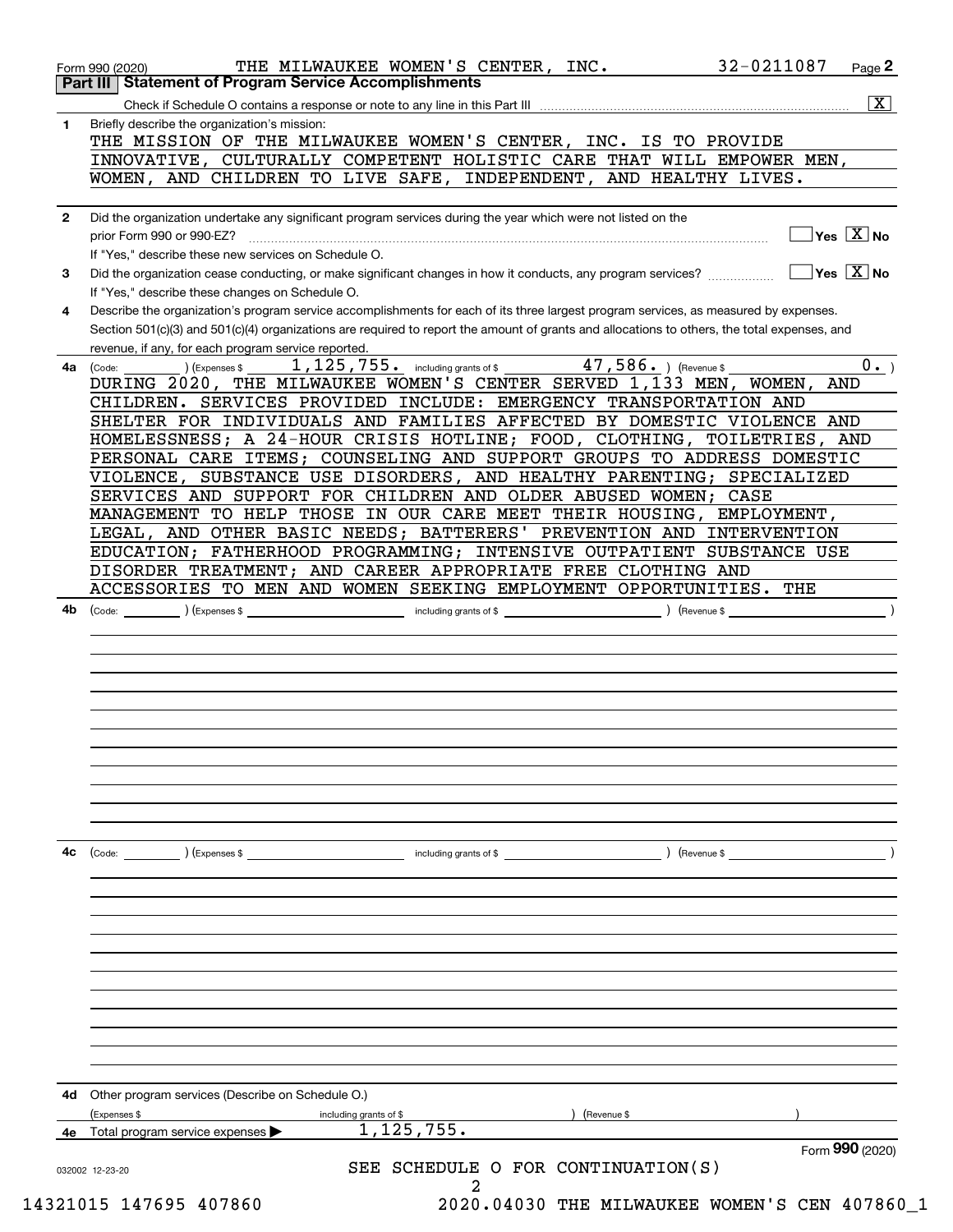Form 990 (2020) THE MILWAUKEE WOMEN'S CENTER, INC. 32-0211087 Page 2

## Part III Statement of Program Service Accomplishments

Check if Schedule O contains a response or note to any line in this Part III [X]

**1** Briefly describe the organization's mission:

THE MISSION OF THE MILWAUKEE WOMEN'S CENTER, INC. IS TO PROVIDE INNOVATIVE, CULTURALLY COMPETENT HOLISTIC CARE THAT WILL EMPOWER MEN, WOMEN, AND CHILDREN TO LIVE SAFE, INDEPENDENT, AND HEALTHY LIVES.

**2** Did the organization undertake any significant program services during the year which were not listed on the prior Form 990 or 990-EZ? [ ] Yes [X] No

If "Yes," describe these new services on Schedule O.

**3** Did the organization cease conducting, or make significant changes in how it conducts, any program services? [ ] Yes [X] No

If "Yes," describe these changes on Schedule O.

**4** Describe the organization's program service accomplishments for each of its three largest program services, as measured by expenses. Section 501(c)(3) and 501(c)(4) organizations are required to report the amount of grants and allocations to others, the total expenses, and revenue, if any, for each program service reported.

**4a** (Code: ) (Expenses $ 1,125,755. including grants of $ 47,586. ) (Revenue $ 0. )

DURING 2020, THE MILWAUKEE WOMEN'S CENTER SERVED 1,133 MEN, WOMEN, AND CHILDREN. SERVICES PROVIDED INCLUDE: EMERGENCY TRANSPORTATION AND SHELTER FOR INDIVIDUALS AND FAMILIES AFFECTED BY DOMESTIC VIOLENCE AND HOMELESSNESS; A 24-HOUR CRISIS HOTLINE; FOOD, CLOTHING, TOILETRIES, AND PERSONAL CARE ITEMS; COUNSELING AND SUPPORT GROUPS TO ADDRESS DOMESTIC VIOLENCE, SUBSTANCE USE DISORDERS, AND HEALTHY PARENTING; SPECIALIZED SERVICES AND SUPPORT FOR CHILDREN AND OLDER ABUSED WOMEN; CASE MANAGEMENT TO HELP THOSE IN OUR CARE MEET THEIR HOUSING, EMPLOYMENT, LEGAL, AND OTHER BASIC NEEDS; BATTERERS' PREVENTION AND INTERVENTION EDUCATION; FATHERHOOD PROGRAMMING; INTENSIVE OUTPATIENT SUBSTANCE USE DISORDER TREATMENT; AND CAREER APPROPRIATE FREE CLOTHING AND ACCESSORIES TO MEN AND WOMEN SEEKING EMPLOYMENT OPPORTUNITIES. THE

**4b** (Code: ) (Expenses $ including grants of $ ) (Revenue $ )

**4c** (Code: ) (Expenses $ including grants of $ ) (Revenue $ )

**4d** Other program services (Describe on Schedule O.)

(Expenses $ including grants of $ ) (Revenue $ )

**4e** Total program service expenses ▶ 1,125,755.

Form 990 (2020)

SEE SCHEDULE O FOR CONTINUATION(S)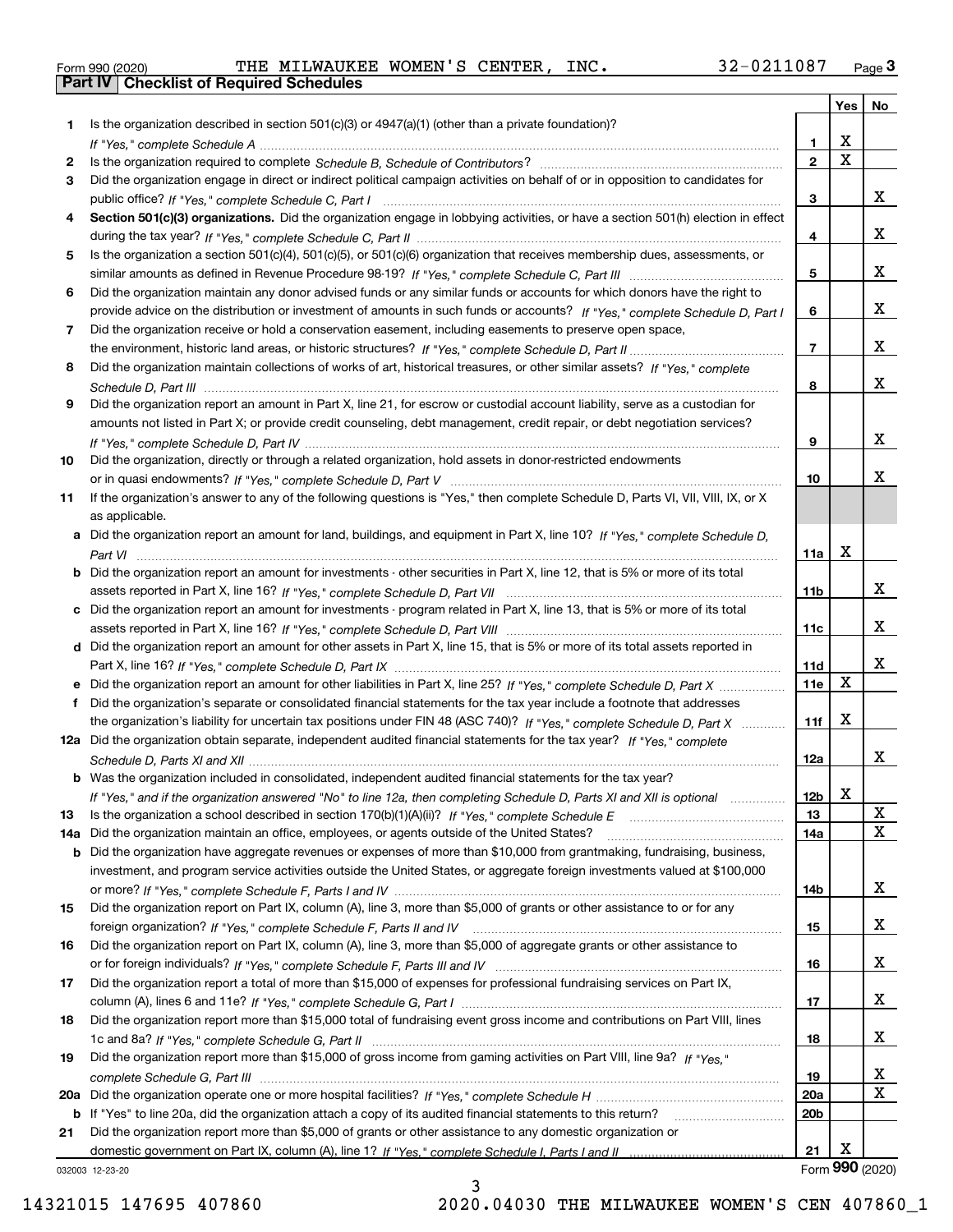Form 990 (2020) THE MILWAUKEE WOMEN'S CENTER, INC. 32-0211087 Page 3

## Part IV Checklist of Required Schedules

| | | | Yes | No |
|---|---|---|---|---|
| 1 | Is the organization described in section 501(c)(3) or 4947(a)(1) (other than a private foundation)? *If "Yes," complete Schedule A* | 1 | X | |
| 2 | Is the organization required to complete *Schedule B, Schedule of Contributors*? | 2 | X | |
| 3 | Did the organization engage in direct or indirect political campaign activities on behalf of or in opposition to candidates for public office? *If "Yes," complete Schedule C, Part I* | 3 | | X |
| 4 | **Section 501(c)(3) organizations.** Did the organization engage in lobbying activities, or have a section 501(h) election in effect during the tax year? *If "Yes," complete Schedule C, Part II* | 4 | | X |
| 5 | Is the organization a section 501(c)(4), 501(c)(5), or 501(c)(6) organization that receives membership dues, assessments, or similar amounts as defined in Revenue Procedure 98-19? *If "Yes," complete Schedule C, Part III* | 5 | | X |
| 6 | Did the organization maintain any donor advised funds or any similar funds or accounts for which donors have the right to provide advice on the distribution or investment of amounts in such funds or accounts? *If "Yes," complete Schedule D, Part I* | 6 | | X |
| 7 | Did the organization receive or hold a conservation easement, including easements to preserve open space, the environment, historic land areas, or historic structures? *If "Yes," complete Schedule D, Part II* | 7 | | X |
| 8 | Did the organization maintain collections of works of art, historical treasures, or other similar assets? *If "Yes," complete Schedule D, Part III* | 8 | | X |
| 9 | Did the organization report an amount in Part X, line 21, for escrow or custodial account liability, serve as a custodian for amounts not listed in Part X; or provide credit counseling, debt management, credit repair, or debt negotiation services? *If "Yes," complete Schedule D, Part IV* | 9 | | X |
| 10 | Did the organization, directly or through a related organization, hold assets in donor-restricted endowments or in quasi endowments? *If "Yes," complete Schedule D, Part V* | 10 | | X |
| 11 | If the organization's answer to any of the following questions is "Yes," then complete Schedule D, Parts VI, VII, VIII, IX, or X as applicable. | | | |
| a | Did the organization report an amount for land, buildings, and equipment in Part X, line 10? *If "Yes," complete Schedule D, Part VI* | 11a | X | |
| b | Did the organization report an amount for investments - other securities in Part X, line 12, that is 5% or more of its total assets reported in Part X, line 16? *If "Yes," complete Schedule D, Part VII* | 11b | | X |
| c | Did the organization report an amount for investments - program related in Part X, line 13, that is 5% or more of its total assets reported in Part X, line 16? *If "Yes," complete Schedule D, Part VIII* | 11c | | X |
| d | Did the organization report an amount for other assets in Part X, line 15, that is 5% or more of its total assets reported in Part X, line 16? *If "Yes," complete Schedule D, Part IX* | 11d | | X |
| e | Did the organization report an amount for other liabilities in Part X, line 25? *If "Yes," complete Schedule D, Part X* | 11e | X | |
| f | Did the organization's separate or consolidated financial statements for the tax year include a footnote that addresses the organization's liability for uncertain tax positions under FIN 48 (ASC 740)? *If "Yes," complete Schedule D, Part X* | 11f | X | |
| 12a | Did the organization obtain separate, independent audited financial statements for the tax year? *If "Yes," complete Schedule D, Parts XI and XII* | 12a | | X |
| b | Was the organization included in consolidated, independent audited financial statements for the tax year? *If "Yes," and if the organization answered "No" to line 12a, then completing Schedule D, Parts XI and XII is optional* | 12b | X | |
| 13 | Is the organization a school described in section 170(b)(1)(A)(ii)? *If "Yes," complete Schedule E* | 13 | | X |
| 14a | Did the organization maintain an office, employees, or agents outside of the United States? | 14a | | X |
| b | Did the organization have aggregate revenues or expenses of more than $10,000 from grantmaking, fundraising, business, investment, and program service activities outside the United States, or aggregate foreign investments valued at $100,000 or more? *If "Yes," complete Schedule F, Parts I and IV* | 14b | | X |
| 15 | Did the organization report on Part IX, column (A), line 3, more than $5,000 of grants or other assistance to or for any foreign organization? *If "Yes," complete Schedule F, Parts II and IV* | 15 | | X |
| 16 | Did the organization report on Part IX, column (A), line 3, more than $5,000 of aggregate grants or other assistance to or for foreign individuals? *If "Yes," complete Schedule F, Parts III and IV* | 16 | | X |
| 17 | Did the organization report a total of more than $15,000 of expenses for professional fundraising services on Part IX, column (A), lines 6 and 11e? *If "Yes," complete Schedule G, Part I* | 17 | | X |
| 18 | Did the organization report more than $15,000 total of fundraising event gross income and contributions on Part VIII, lines 1c and 8a? *If "Yes," complete Schedule G, Part II* | 18 | | X |
| 19 | Did the organization report more than $15,000 of gross income from gaming activities on Part VIII, line 9a? *If "Yes," complete Schedule G, Part III* | 19 | | X |
| 20a | Did the organization operate one or more hospital facilities? *If "Yes," complete Schedule H* | 20a | | X |
| b | If "Yes" to line 20a, did the organization attach a copy of its audited financial statements to this return? | 20b | | |
| 21 | Did the organization report more than $5,000 of grants or other assistance to any domestic organization or domestic government on Part IX, column (A), line 1? *If "Yes," complete Schedule I, Parts I and II* | 21 | X | |

032003 12-23-20 Form 990 (2020)

14321015 147695 407860 2020.04030 THE MILWAUKEE WOMEN'S CEN 407860_1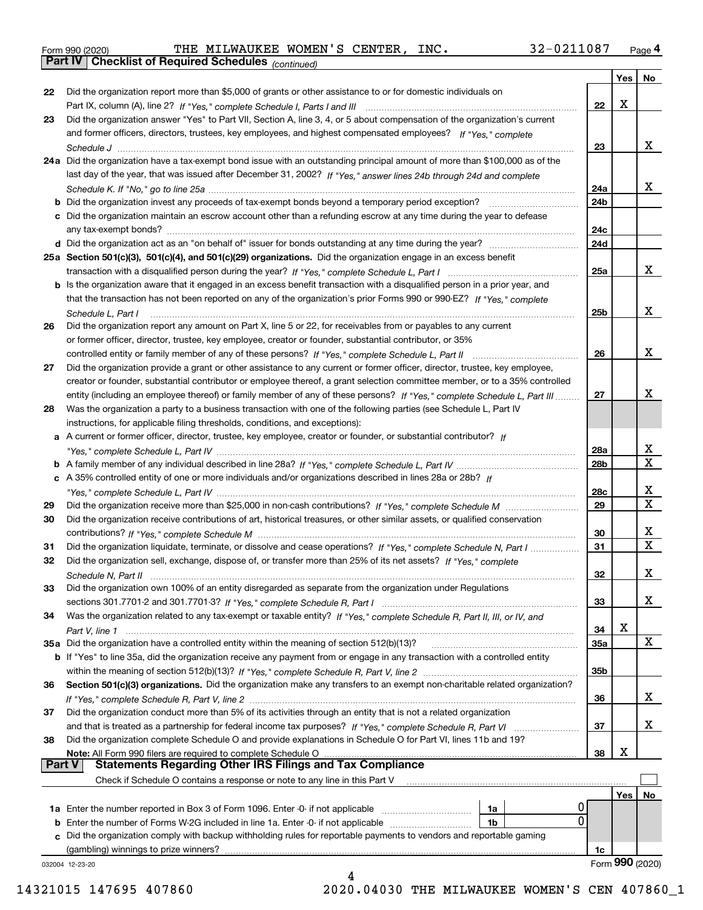Form 990 (2020) THE MILWAUKEE WOMEN'S CENTER, INC. 32-0211087 Page 4

**Part IV | Checklist of Required Schedules** *(continued)*

| | | | Yes | No |
|---|---|---|---|---|
| 22 | Did the organization report more than $5,000 of grants or other assistance to or for domestic individuals on Part IX, column (A), line 2? *If "Yes," complete Schedule I, Parts I and III* | 22 | X | |
| 23 | Did the organization answer "Yes" to Part VII, Section A, line 3, 4, or 5 about compensation of the organization's current and former officers, directors, trustees, key employees, and highest compensated employees? *If "Yes," complete Schedule J* | 23 | | X |
| 24a | Did the organization have a tax-exempt bond issue with an outstanding principal amount of more than $100,000 as of the last day of the year, that was issued after December 31, 2002? *If "Yes," answer lines 24b through 24d and complete Schedule K. If "No," go to line 25a* | 24a | | X |
| b | Did the organization invest any proceeds of tax-exempt bonds beyond a temporary period exception? | 24b | | |
| c | Did the organization maintain an escrow account other than a refunding escrow at any time during the year to defease any tax-exempt bonds? | 24c | | |
| d | Did the organization act as an "on behalf of" issuer for bonds outstanding at any time during the year? | 24d | | |
| 25a | **Section 501(c)(3), 501(c)(4), and 501(c)(29) organizations.** Did the organization engage in an excess benefit transaction with a disqualified person during the year? *If "Yes," complete Schedule L, Part I* | 25a | | X |
| b | Is the organization aware that it engaged in an excess benefit transaction with a disqualified person in a prior year, and that the transaction has not been reported on any of the organization's prior Forms 990 or 990-EZ? *If "Yes," complete Schedule L, Part I* | 25b | | X |
| 26 | Did the organization report any amount on Part X, line 5 or 22, for receivables from or payables to any current or former officer, director, trustee, key employee, creator or founder, substantial contributor, or 35% controlled entity or family member of any of these persons? *If "Yes," complete Schedule L, Part II* | 26 | | X |
| 27 | Did the organization provide a grant or other assistance to any current or former officer, director, trustee, key employee, creator or founder, substantial contributor or employee thereof, a grant selection committee member, or to a 35% controlled entity (including an employee thereof) or family member of any of these persons? *If "Yes," complete Schedule L, Part III* | 27 | | X |
| 28 | Was the organization a party to a business transaction with one of the following parties (see Schedule L, Part IV instructions, for applicable filing thresholds, conditions, and exceptions): | | | |
| a | A current or former officer, director, trustee, key employee, creator or founder, or substantial contributor? *If "Yes," complete Schedule L, Part IV* | 28a | | X |
| b | A family member of any individual described in line 28a? *If "Yes," complete Schedule L, Part IV* | 28b | | X |
| c | A 35% controlled entity of one or more individuals and/or organizations described in lines 28a or 28b? *If "Yes," complete Schedule L, Part IV* | 28c | | X |
| 29 | Did the organization receive more than $25,000 in non-cash contributions? *If "Yes," complete Schedule M* | 29 | | X |
| 30 | Did the organization receive contributions of art, historical treasures, or other similar assets, or qualified conservation contributions? *If "Yes," complete Schedule M* | 30 | | X |
| 31 | Did the organization liquidate, terminate, or dissolve and cease operations? *If "Yes," complete Schedule N, Part I* | 31 | | X |
| 32 | Did the organization sell, exchange, dispose of, or transfer more than 25% of its net assets? *If "Yes," complete Schedule N, Part II* | 32 | | X |
| 33 | Did the organization own 100% of an entity disregarded as separate from the organization under Regulations sections 301.7701-2 and 301.7701-3? *If "Yes," complete Schedule R, Part I* | 33 | | X |
| 34 | Was the organization related to any tax-exempt or taxable entity? *If "Yes," complete Schedule R, Part II, III, or IV, and Part V, line 1* | 34 | X | |
| 35a | Did the organization have a controlled entity within the meaning of section 512(b)(13)? | 35a | | X |
| b | If "Yes" to line 35a, did the organization receive any payment from or engage in any transaction with a controlled entity within the meaning of section 512(b)(13)? *If "Yes," complete Schedule R, Part V, line 2* | 35b | | |
| 36 | **Section 501(c)(3) organizations.** Did the organization make any transfers to an exempt non-charitable related organization? *If "Yes," complete Schedule R, Part V, line 2* | 36 | | X |
| 37 | Did the organization conduct more than 5% of its activities through an entity that is not a related organization and that is treated as a partnership for federal income tax purposes? *If "Yes," complete Schedule R, Part VI* | 37 | | X |
| 38 | Did the organization complete Schedule O and provide explanations in Schedule O for Part VI, lines 11b and 19? **Note:** All Form 990 filers are required to complete Schedule O | 38 | X | |

**Part V | Statements Regarding Other IRS Filings and Tax Compliance**

Check if Schedule O contains a response or note to any line in this Part V ☐

| | | | | | Yes | No |
|---|---|---|---|---|---|---|
| 1a | Enter the number reported in Box 3 of Form 1096. Enter -0- if not applicable | 1a | 0 | | | |
| b | Enter the number of Forms W-2G included in line 1a. Enter -0- if not applicable | 1b | 0 | | | |
| c | Did the organization comply with backup withholding rules for reportable payments to vendors and reportable gaming (gambling) winnings to prize winners? | | | 1c | | |

032004 12-23-20 Form **990** (2020)

14321015 147695 407860 2020.04030 THE MILWAUKEE WOMEN'S CEN 407860_1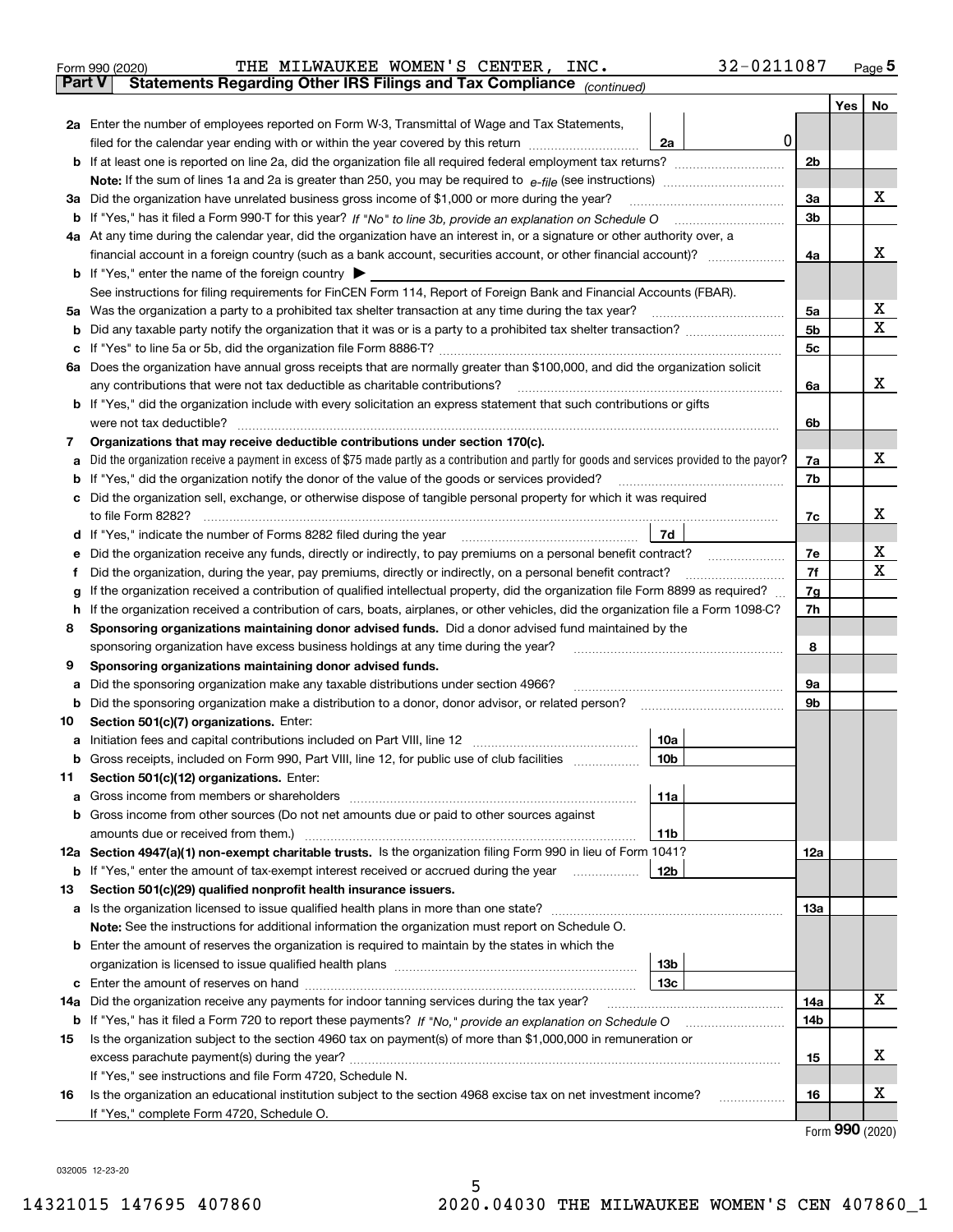Form 990 (2020) THE MILWAUKEE WOMEN'S CENTER, INC. 32-0211087 Page 5

**Part V Statements Regarding Other IRS Filings and Tax Compliance** *(continued)*

| | | | | Yes | No |
|---|---|---|---|---|---|
| **2a** | Enter the number of employees reported on Form W-3, Transmittal of Wage and Tax Statements, filed for the calendar year ending with or within the year covered by this return | 2a 0 | | | |
| **b** | If at least one is reported on line 2a, did the organization file all required federal employment tax returns? | | 2b | | |
| | **Note:** If the sum of lines 1a and 2a is greater than 250, you may be required to *e-file* (see instructions) | | | | |
| **3a** | Did the organization have unrelated business gross income of $1,000 or more during the year? | | 3a | | X |
| **b** | If "Yes," has it filed a Form 990-T for this year? *If "No" to line 3b, provide an explanation on Schedule O* | | 3b | | |
| **4a** | At any time during the calendar year, did the organization have an interest in, or a signature or other authority over, a financial account in a foreign country (such as a bank account, securities account, or other financial account)? | | 4a | | X |
| **b** | If "Yes," enter the name of the foreign country ▶ | | | | |
| | See instructions for filing requirements for FinCEN Form 114, Report of Foreign Bank and Financial Accounts (FBAR). | | | | |
| **5a** | Was the organization a party to a prohibited tax shelter transaction at any time during the tax year? | | 5a | | X |
| **b** | Did any taxable party notify the organization that it was or is a party to a prohibited tax shelter transaction? | | 5b | | X |
| **c** | If "Yes" to line 5a or 5b, did the organization file Form 8886-T? | | 5c | | |
| **6a** | Does the organization have annual gross receipts that are normally greater than $100,000, and did the organization solicit any contributions that were not tax deductible as charitable contributions? | | 6a | | X |
| **b** | If "Yes," did the organization include with every solicitation an express statement that such contributions or gifts were not tax deductible? | | 6b | | |
| **7** | **Organizations that may receive deductible contributions under section 170(c).** | | | | |
| **a** | Did the organization receive a payment in excess of $75 made partly as a contribution and partly for goods and services provided to the payor? | | 7a | | X |
| **b** | If "Yes," did the organization notify the donor of the value of the goods or services provided? | | 7b | | |
| **c** | Did the organization sell, exchange, or otherwise dispose of tangible personal property for which it was required to file Form 8282? | | 7c | | X |
| **d** | If "Yes," indicate the number of Forms 8282 filed during the year | 7d | | | |
| **e** | Did the organization receive any funds, directly or indirectly, to pay premiums on a personal benefit contract? | | 7e | | X |
| **f** | Did the organization, during the year, pay premiums, directly or indirectly, on a personal benefit contract? | | 7f | | X |
| **g** | If the organization received a contribution of qualified intellectual property, did the organization file Form 8899 as required? | | 7g | | |
| **h** | If the organization received a contribution of cars, boats, airplanes, or other vehicles, did the organization file a Form 1098-C? | | 7h | | |
| **8** | **Sponsoring organizations maintaining donor advised funds.** Did a donor advised fund maintained by the sponsoring organization have excess business holdings at any time during the year? | | 8 | | |
| **9** | **Sponsoring organizations maintaining donor advised funds.** | | | | |
| **a** | Did the sponsoring organization make any taxable distributions under section 4966? | | 9a | | |
| **b** | Did the sponsoring organization make a distribution to a donor, donor advisor, or related person? | | 9b | | |
| **10** | **Section 501(c)(7) organizations.** Enter: | | | | |
| **a** | Initiation fees and capital contributions included on Part VIII, line 12 | 10a | | | |
| **b** | Gross receipts, included on Form 990, Part VIII, line 12, for public use of club facilities | 10b | | | |
| **11** | **Section 501(c)(12) organizations.** Enter: | | | | |
| **a** | Gross income from members or shareholders | 11a | | | |
| **b** | Gross income from other sources (Do not net amounts due or paid to other sources against amounts due or received from them.) | 11b | | | |
| **12a** | **Section 4947(a)(1) non-exempt charitable trusts.** Is the organization filing Form 990 in lieu of Form 1041? | | 12a | | |
| **b** | If "Yes," enter the amount of tax-exempt interest received or accrued during the year | 12b | | | |
| **13** | **Section 501(c)(29) qualified nonprofit health insurance issuers.** | | | | |
| **a** | Is the organization licensed to issue qualified health plans in more than one state? | | 13a | | |
| | **Note:** See the instructions for additional information the organization must report on Schedule O. | | | | |
| **b** | Enter the amount of reserves the organization is required to maintain by the states in which the organization is licensed to issue qualified health plans | 13b | | | |
| **c** | Enter the amount of reserves on hand | 13c | | | |
| **14a** | Did the organization receive any payments for indoor tanning services during the tax year? | | 14a | | X |
| **b** | If "Yes," has it filed a Form 720 to report these payments? *If "No," provide an explanation on Schedule O* | | 14b | | |
| **15** | Is the organization subject to the section 4960 tax on payment(s) of more than $1,000,000 in remuneration or excess parachute payment(s) during the year? | | 15 | | X |
| | If "Yes," see instructions and file Form 4720, Schedule N. | | | | |
| **16** | Is the organization an educational institution subject to the section 4968 excise tax on net investment income? | | 16 | | X |
| | If "Yes," complete Form 4720, Schedule O. | | | | |

Form **990** (2020)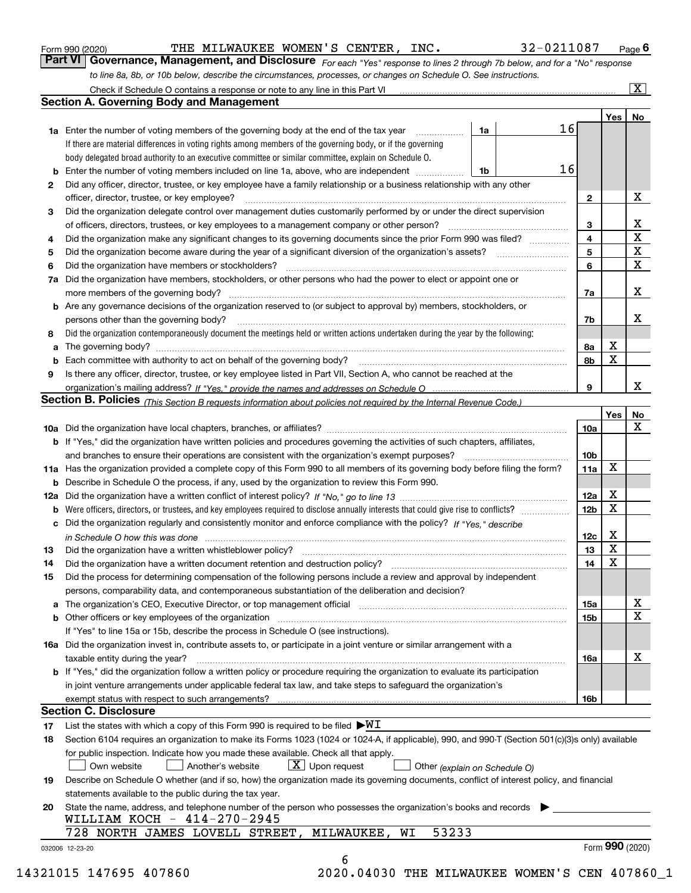Form 990 (2020) THE MILWAUKEE WOMEN'S CENTER, INC. 32-0211087 Page 6

**Part VI Governance, Management, and Disclosure** *For each "Yes" response to lines 2 through 7b below, and for a "No" response to line 8a, 8b, or 10b below, describe the circumstances, processes, or changes on Schedule O. See instructions.*

Check if Schedule O contains a response or note to any line in this Part VI [X]

## Section A. Governing Body and Management

| | | | | Yes | No |
|---|---|---|---|---|---|
| 1a | Enter the number of voting members of the governing body at the end of the tax year | 1a | 16 | | |
| | If there are material differences in voting rights among members of the governing body, or if the governing body delegated broad authority to an executive committee or similar committee, explain on Schedule O. | | | | |
| b | Enter the number of voting members included on line 1a, above, who are independent | 1b | 16 | | |
| 2 | Did any officer, director, trustee, or key employee have a family relationship or a business relationship with any other officer, director, trustee, or key employee? | 2 | | | X |
| 3 | Did the organization delegate control over management duties customarily performed by or under the direct supervision of officers, directors, trustees, or key employees to a management company or other person? | 3 | | | X |
| 4 | Did the organization make any significant changes to its governing documents since the prior Form 990 was filed? | 4 | | | X |
| 5 | Did the organization become aware during the year of a significant diversion of the organization's assets? | 5 | | | X |
| 6 | Did the organization have members or stockholders? | 6 | | | X |
| 7a | Did the organization have members, stockholders, or other persons who had the power to elect or appoint one or more members of the governing body? | 7a | | | X |
| b | Are any governance decisions of the organization reserved to (or subject to approval by) members, stockholders, or persons other than the governing body? | 7b | | | X |
| 8 | Did the organization contemporaneously document the meetings held or written actions undertaken during the year by the following: | | | | |
| a | The governing body? | 8a | | X | |
| b | Each committee with authority to act on behalf of the governing body? | 8b | | X | |
| 9 | Is there any officer, director, trustee, or key employee listed in Part VII, Section A, who cannot be reached at the organization's mailing address? *If "Yes," provide the names and addresses on Schedule O* | 9 | | | X |

## Section B. Policies *(This Section B requests information about policies not required by the Internal Revenue Code.)*

| | | | Yes | No |
|---|---|---|---|---|
| 10a | Did the organization have local chapters, branches, or affiliates? | 10a | | X |
| b | If "Yes," did the organization have written policies and procedures governing the activities of such chapters, affiliates, and branches to ensure their operations are consistent with the organization's exempt purposes? | 10b | | |
| 11a | Has the organization provided a complete copy of this Form 990 to all members of its governing body before filing the form? | 11a | X | |
| b | Describe in Schedule O the process, if any, used by the organization to review this Form 990. | | | |
| 12a | Did the organization have a written conflict of interest policy? *If "No," go to line 13* | 12a | X | |
| b | Were officers, directors, or trustees, and key employees required to disclose annually interests that could give rise to conflicts? | 12b | X | |
| c | Did the organization regularly and consistently monitor and enforce compliance with the policy? *If "Yes," describe in Schedule O how this was done* | 12c | X | |
| 13 | Did the organization have a written whistleblower policy? | 13 | X | |
| 14 | Did the organization have a written document retention and destruction policy? | 14 | X | |
| 15 | Did the process for determining compensation of the following persons include a review and approval by independent persons, comparability data, and contemporaneous substantiation of the deliberation and decision? | | | |
| a | The organization's CEO, Executive Director, or top management official | 15a | | X |
| b | Other officers or key employees of the organization | 15b | | X |
| | If "Yes" to line 15a or 15b, describe the process in Schedule O (see instructions). | | | |
| 16a | Did the organization invest in, contribute assets to, or participate in a joint venture or similar arrangement with a taxable entity during the year? | 16a | | X |
| b | If "Yes," did the organization follow a written policy or procedure requiring the organization to evaluate its participation in joint venture arrangements under applicable federal tax law, and take steps to safeguard the organization's exempt status with respect to such arrangements? | 16b | | |

## Section C. Disclosure

17 List the states with which a copy of this Form 990 is required to be filed ▶WI

18 Section 6104 requires an organization to make its Forms 1023 (1024 or 1024-A, if applicable), 990, and 990-T (Section 501(c)(3)s only) available for public inspection. Indicate how you made these available. Check all that apply.

[ ] Own website [ ] Another's website [X] Upon request [ ] Other *(explain on Schedule O)*

19 Describe on Schedule O whether (and if so, how) the organization made its governing documents, conflict of interest policy, and financial statements available to the public during the tax year.

20 State the name, address, and telephone number of the person who possesses the organization's books and records ▶

WILLIAM KOCH - 414-270-2945
728 NORTH JAMES LOVELL STREET, MILWAUKEE, WI 53233

032006 12-23-20 Form **990** (2020)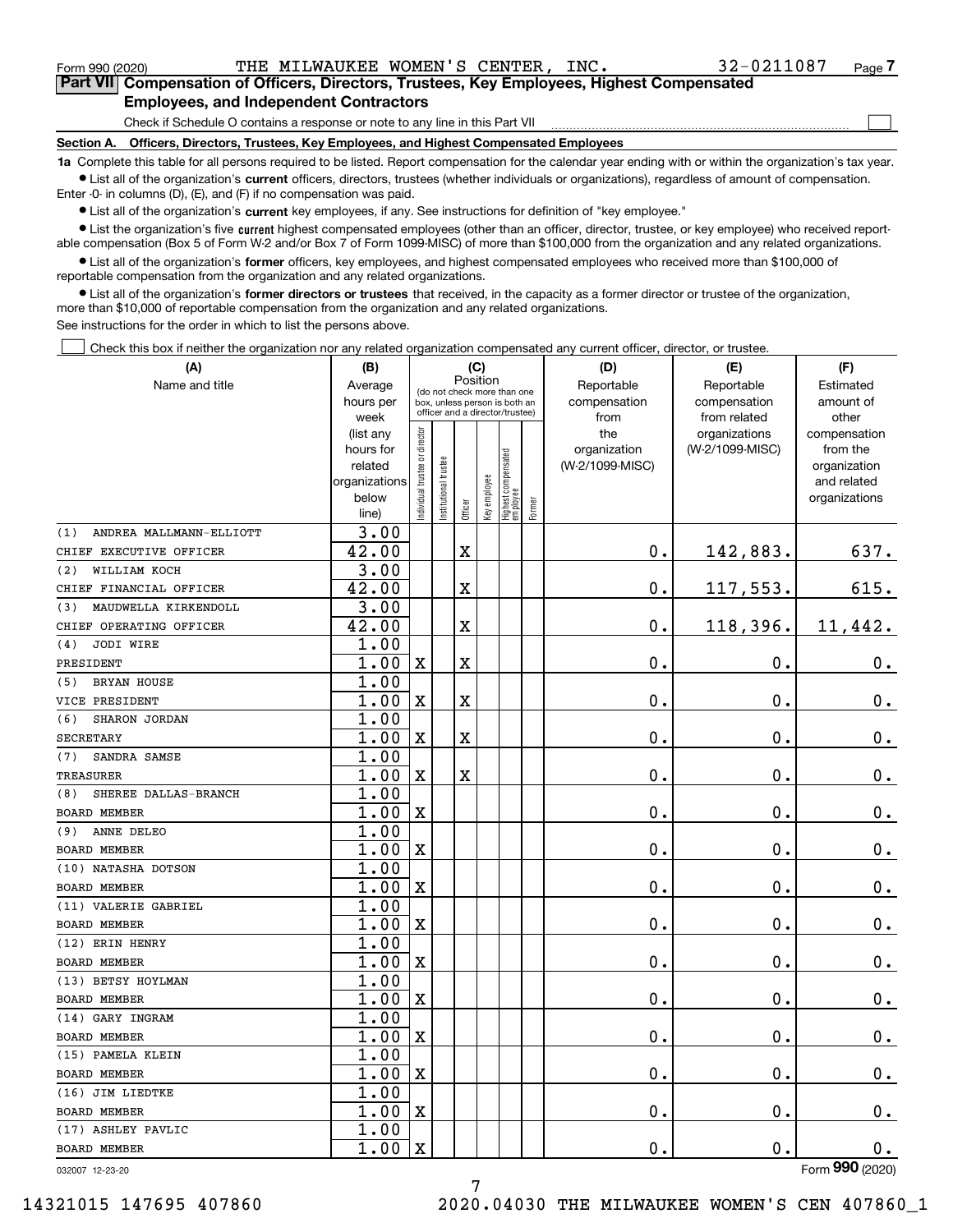Form 990 (2020) THE MILWAUKEE WOMEN'S CENTER, INC. 32-0211087 Page 7

**Part VII Compensation of Officers, Directors, Trustees, Key Employees, Highest Compensated Employees, and Independent Contractors**

Check if Schedule O contains a response or note to any line in this Part VII

**Section A. Officers, Directors, Trustees, Key Employees, and Highest Compensated Employees**

**1a** Complete this table for all persons required to be listed. Report compensation for the calendar year ending with or within the organization's tax year.

- List all of the organization's **current** officers, directors, trustees (whether individuals or organizations), regardless of amount of compensation. Enter -0- in columns (D), (E), and (F) if no compensation was paid.
- List all of the organization's **current** key employees, if any. See instructions for definition of "key employee."
- List the organization's five **current** highest compensated employees (other than an officer, director, trustee, or key employee) who received reportable compensation (Box 5 of Form W-2 and/or Box 7 of Form 1099-MISC) of more than $100,000 from the organization and any related organizations.
- List all of the organization's **former** officers, key employees, and highest compensated employees who received more than $100,000 of reportable compensation from the organization and any related organizations.
- List all of the organization's **former directors or trustees** that received, in the capacity as a former director or trustee of the organization, more than $10,000 of reportable compensation from the organization and any related organizations.

See instructions for the order in which to list the persons above.

Check this box if neither the organization nor any related organization compensated any current officer, director, or trustee.

| (A) Name and title | (B) Average hours per week (list any hours for related organizations below line) | (C) Position: Individual trustee or director | Institutional trustee | Officer | Key employee | Highest compensated employee | Former | (D) Reportable compensation from the organization (W-2/1099-MISC) | (E) Reportable compensation from related organizations (W-2/1099-MISC) | (F) Estimated amount of other compensation from the organization and related organizations |
|---|---|---|---|---|---|---|---|---|---|---|
| (1) ANDREA MALLMANN-ELLIOTT<br>CHIEF EXECUTIVE OFFICER | 3.00<br>42.00 | | | X | | | | 0. | 142,883. | 637. |
| (2) WILLIAM KOCH<br>CHIEF FINANCIAL OFFICER | 3.00<br>42.00 | | | X | | | | 0. | 117,553. | 615. |
| (3) MAUDWELLA KIRKENDOLL<br>CHIEF OPERATING OFFICER | 3.00<br>42.00 | | | X | | | | 0. | 118,396. | 11,442. |
| (4) JODI WIRE<br>PRESIDENT | 1.00<br>1.00 | X | | X | | | | 0. | 0. | 0. |
| (5) BRYAN HOUSE<br>VICE PRESIDENT | 1.00<br>1.00 | X | | X | | | | 0. | 0. | 0. |
| (6) SHARON JORDAN<br>SECRETARY | 1.00<br>1.00 | X | | X | | | | 0. | 0. | 0. |
| (7) SANDRA SAMSE<br>TREASURER | 1.00<br>1.00 | X | | X | | | | 0. | 0. | 0. |
| (8) SHEREE DALLAS-BRANCH<br>BOARD MEMBER | 1.00<br>1.00 | X | | | | | | 0. | 0. | 0. |
| (9) ANNE DELEO<br>BOARD MEMBER | 1.00<br>1.00 | X | | | | | | 0. | 0. | 0. |
| (10) NATASHA DOTSON<br>BOARD MEMBER | 1.00<br>1.00 | X | | | | | | 0. | 0. | 0. |
| (11) VALERIE GABRIEL<br>BOARD MEMBER | 1.00<br>1.00 | X | | | | | | 0. | 0. | 0. |
| (12) ERIN HENRY<br>BOARD MEMBER | 1.00<br>1.00 | X | | | | | | 0. | 0. | 0. |
| (13) BETSY HOYLMAN<br>BOARD MEMBER | 1.00<br>1.00 | X | | | | | | 0. | 0. | 0. |
| (14) GARY INGRAM<br>BOARD MEMBER | 1.00<br>1.00 | X | | | | | | 0. | 0. | 0. |
| (15) PAMELA KLEIN<br>BOARD MEMBER | 1.00<br>1.00 | X | | | | | | 0. | 0. | 0. |
| (16) JIM LIEDTKE<br>BOARD MEMBER | 1.00<br>1.00 | X | | | | | | 0. | 0. | 0. |
| (17) ASHLEY PAVLIC<br>BOARD MEMBER | 1.00<br>1.00 | X | | | | | | 0. | 0. | 0. |

032007 12-23-20 Form **990** (2020)

14321015 147695 407860 2020.04030 THE MILWAUKEE WOMEN'S CEN 407860_1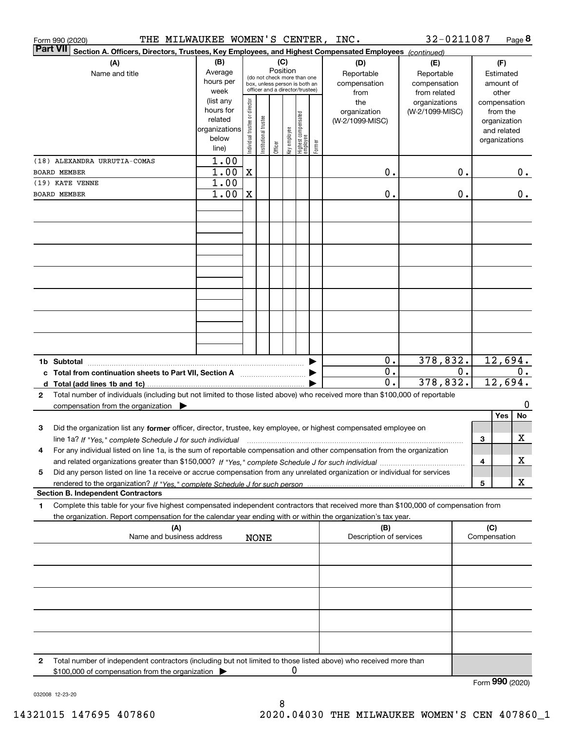Form 990 (2020) THE MILWAUKEE WOMEN'S CENTER, INC. 32-0211087 Page **8**

**Part VII** **Section A. Officers, Directors, Trustees, Key Employees, and Highest Compensated Employees** *(continued)*

| (A) Name and title | (B) Average hours per week (list any hours for related organizations below line) | (C) Position: Individual trustee or director | Institutional trustee | Officer | Key employee | Highest compensated employee | Former | (D) Reportable compensation from the organization (W-2/1099-MISC) | (E) Reportable compensation from related organizations (W-2/1099-MISC) | (F) Estimated amount of other compensation from the organization and related organizations |
|---|---|---|---|---|---|---|---|---|---|---|
| (18) ALEXANDRA URRUTIA-COMAS | 1.00 | | | | | | | | | |
| BOARD MEMBER | 1.00 | X | | | | | | 0. | 0. | 0. |
| (19) KATE VENNE | 1.00 | | | | | | | | | |
| BOARD MEMBER | 1.00 | X | | | | | | 0. | 0. | 0. |

| | (D) | (E) | (F) |
|---|---|---|---|
| **1b Subtotal** | 0. | 378,832. | 12,694. |
| **c Total from continuation sheets to Part VII, Section A** | 0. | 0. | 0. |
| **d Total (add lines 1b and 1c)** | 0. | 378,832. | 12,694. |

**2** Total number of individuals (including but not limited to those listed above) who received more than $100,000 of reportable compensation from the organization ▶ 0

| | | Yes | No |
|---|---|---|---|
| **3** Did the organization list any **former** officer, director, trustee, key employee, or highest compensated employee on line 1a? *If "Yes," complete Schedule J for such individual* | 3 | | X |
| **4** For any individual listed on line 1a, is the sum of reportable compensation and other compensation from the organization and related organizations greater than $150,000? *If "Yes," complete Schedule J for such individual* | 4 | | X |
| **5** Did any person listed on line 1a receive or accrue compensation from any unrelated organization or individual for services rendered to the organization? *If "Yes," complete Schedule J for such person* | 5 | | X |

**Section B. Independent Contractors**

**1** Complete this table for your five highest compensated independent contractors that received more than $100,000 of compensation from the organization. Report compensation for the calendar year ending with or within the organization's tax year.

| (A) Name and business address | (B) Description of services | (C) Compensation |
|---|---|---|
| NONE | | |

**2** Total number of independent contractors (including but not limited to those listed above) who received more than $100,000 of compensation from the organization ▶ 0

Form **990** (2020)

032008 12-23-20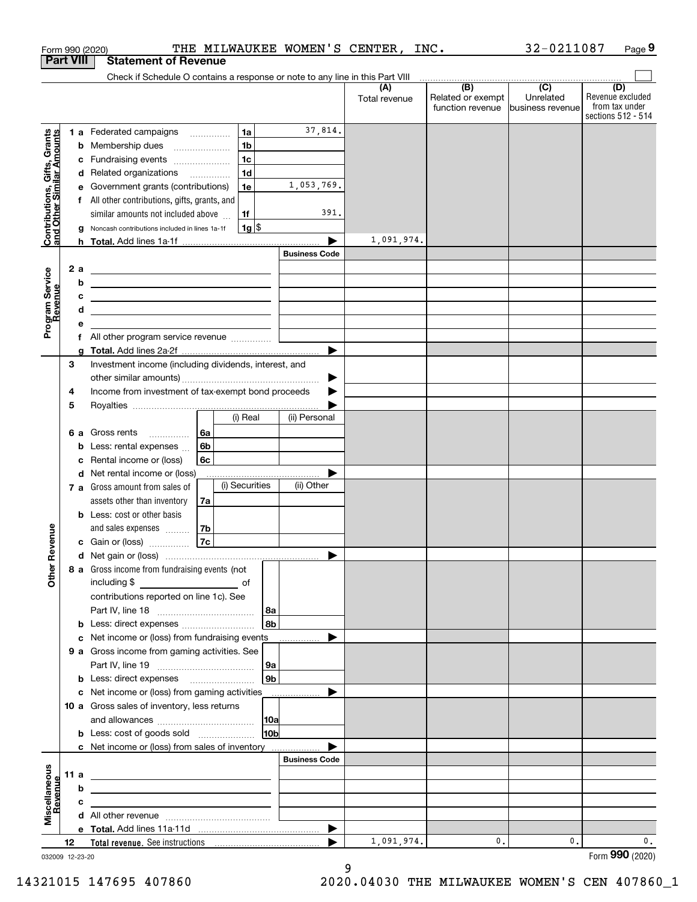Form 990 (2020) THE MILWAUKEE WOMEN'S CENTER, INC. 32-0211087 Page 9

## Part VIII Statement of Revenue

Check if Schedule O contains a response or note to any line in this Part VIII ☐

| | | | | (A) Total revenue | (B) Related or exempt function revenue | (C) Unrelated business revenue | (D) Revenue excluded from tax under sections 512 - 514 |
|---|---|---|---|---|---|---|---|
| **Contributions, Gifts, Grants and Other Similar Amounts** | 1 a Federated campaigns | 1a | 37,814. | | | | |
| | b Membership dues | 1b | | | | | |
| | c Fundraising events | 1c | | | | | |
| | d Related organizations | 1d | | | | | |
| | e Government grants (contributions) | 1e | 1,053,769. | | | | |
| | f All other contributions, gifts, grants, and similar amounts not included above | 1f | 391. | | | | |
| | g Noncash contributions included in lines 1a-1f | 1g | $ | | | | |
| | h **Total.** Add lines 1a-1f | | ▶ | 1,091,974. | | | |
| **Program Service Revenue** | | | Business Code | | | | |
| | 2 a | | | | | | |
| | b | | | | | | |
| | c | | | | | | |
| | d | | | | | | |
| | e | | | | | | |
| | f All other program service revenue | | | | | | |
| | g **Total.** Add lines 2a-2f | | ▶ | | | | |
| **Other Revenue** | 3 Investment income (including dividends, interest, and other similar amounts) | | ▶ | | | | |
| | 4 Income from investment of tax-exempt bond proceeds | | ▶ | | | | |
| | 5 Royalties | | ▶ | | | | |
| | | (i) Real | (ii) Personal | | | | |
| | 6 a Gross rents 6a | | | | | | |
| | b Less: rental expenses 6b | | | | | | |
| | c Rental income or (loss) 6c | | | | | | |
| | d Net rental income or (loss) | | ▶ | | | | |
| | | (i) Securities | (ii) Other | | | | |
| | 7 a Gross amount from sales of assets other than inventory 7a | | | | | | |
| | b Less: cost or other basis and sales expenses 7b | | | | | | |
| | c Gain or (loss) 7c | | | | | | |
| | d Net gain or (loss) | | ▶ | | | | |
| | 8 a Gross income from fundraising events (not including $ ______ of contributions reported on line 1c). See Part IV, line 18 | 8a | | | | | |
| | b Less: direct expenses | 8b | | | | | |
| | c Net income or (loss) from fundraising events | | ▶ | | | | |
| | 9 a Gross income from gaming activities. See Part IV, line 19 | 9a | | | | | |
| | b Less: direct expenses | 9b | | | | | |
| | c Net income or (loss) from gaming activities | | ▶ | | | | |
| | 10 a Gross sales of inventory, less returns and allowances | 10a | | | | | |
| | b Less: cost of goods sold | 10b | | | | | |
| | c Net income or (loss) from sales of inventory | | ▶ | | | | |
| **Miscellaneous Revenue** | | | Business Code | | | | |
| | 11 a | | | | | | |
| | b | | | | | | |
| | c | | | | | | |
| | d All other revenue | | | | | | |
| | e **Total.** Add lines 11a-11d | | ▶ | | | | |
| | 12 **Total revenue.** See instructions | | ▶ | 1,091,974. | 0. | 0. | 0. |

032009 12-23-20

Form **990** (2020)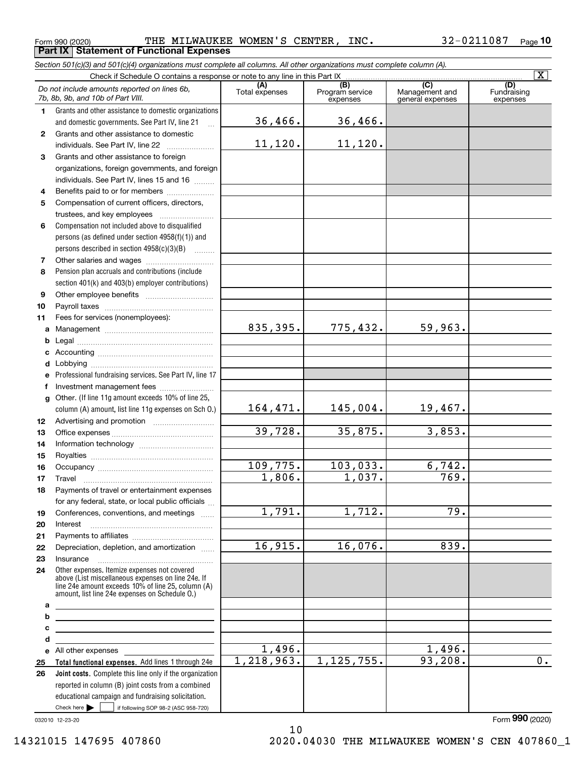Form 990 (2020) THE MILWAUKEE WOMEN'S CENTER, INC. 32-0211087 Page 10

## Part IX Statement of Functional Expenses

*Section 501(c)(3) and 501(c)(4) organizations must complete all columns. All other organizations must complete column (A).*

Check if Schedule O contains a response or note to any line in this Part IX .......... [X]

| | *Do not include amounts reported on lines 6b, 7b, 8b, 9b, and 10b of Part VIII.* | (A) Total expenses | (B) Program service expenses | (C) Management and general expenses | (D) Fundraising expenses |
|---|---|---|---|---|---|
| 1 | Grants and other assistance to domestic organizations and domestic governments. See Part IV, line 21 | 36,466. | 36,466. | | |
| 2 | Grants and other assistance to domestic individuals. See Part IV, line 22 | 11,120. | 11,120. | | |
| 3 | Grants and other assistance to foreign organizations, foreign governments, and foreign individuals. See Part IV, lines 15 and 16 | | | | |
| 4 | Benefits paid to or for members | | | | |
| 5 | Compensation of current officers, directors, trustees, and key employees | | | | |
| 6 | Compensation not included above to disqualified persons (as defined under section 4958(f)(1)) and persons described in section 4958(c)(3)(B) | | | | |
| 7 | Other salaries and wages | | | | |
| 8 | Pension plan accruals and contributions (include section 401(k) and 403(b) employer contributions) | | | | |
| 9 | Other employee benefits | | | | |
| 10 | Payroll taxes | | | | |
| 11 | Fees for services (nonemployees): | | | | |
| a | Management | 835,395. | 775,432. | 59,963. | |
| b | Legal | | | | |
| c | Accounting | | | | |
| d | Lobbying | | | | |
| e | Professional fundraising services. See Part IV, line 17 | | | | |
| f | Investment management fees | | | | |
| g | Other. (If line 11g amount exceeds 10% of line 25, column (A) amount, list line 11g expenses on Sch O.) | 164,471. | 145,004. | 19,467. | |
| 12 | Advertising and promotion | | | | |
| 13 | Office expenses | 39,728. | 35,875. | 3,853. | |
| 14 | Information technology | | | | |
| 15 | Royalties | | | | |
| 16 | Occupancy | 109,775. | 103,033. | 6,742. | |
| 17 | Travel | 1,806. | 1,037. | 769. | |
| 18 | Payments of travel or entertainment expenses for any federal, state, or local public officials | | | | |
| 19 | Conferences, conventions, and meetings | 1,791. | 1,712. | 79. | |
| 20 | Interest | | | | |
| 21 | Payments to affiliates | | | | |
| 22 | Depreciation, depletion, and amortization | 16,915. | 16,076. | 839. | |
| 23 | Insurance | | | | |
| 24 | Other expenses. Itemize expenses not covered above (List miscellaneous expenses on line 24e. If line 24e amount exceeds 10% of line 25, column (A) amount, list line 24e expenses on Schedule O.) | | | | |
| a | | | | | |
| b | | | | | |
| c | | | | | |
| d | | | | | |
| e | All other expenses | 1,496. | | 1,496. | |
| 25 | **Total functional expenses.** Add lines 1 through 24e | 1,218,963. | 1,125,755. | 93,208. | 0. |
| 26 | **Joint costs.** Complete this line only if the organization reported in column (B) joint costs from a combined educational campaign and fundraising solicitation. Check here [ ] if following SOP 98-2 (ASC 958-720) | | | | |

032010 12-23-20

Form **990** (2020)

14321015 147695 407860 2020.04030 THE MILWAUKEE WOMEN'S CEN 407860_1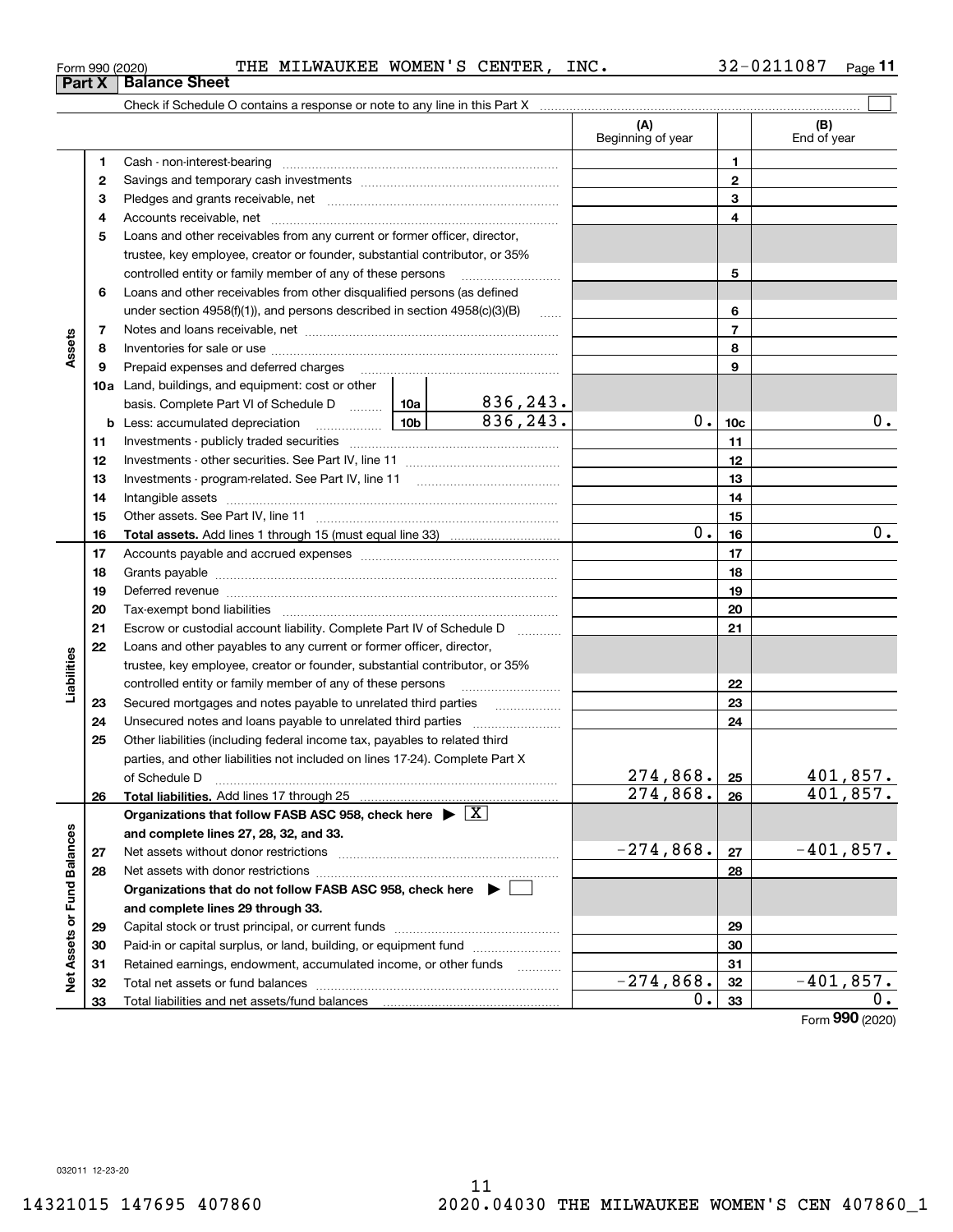Form 990 (2020) THE MILWAUKEE WOMEN'S CENTER, INC. 32-0211087

## Part X Balance Sheet

Check if Schedule O contains a response or note to any line in this Part X ☐

| | | | | (A) Beginning of year | | (B) End of year |
|---|---|---|---|---|---|---|
| Assets | 1 | Cash - non-interest-bearing | | | 1 | |
| | 2 | Savings and temporary cash investments | | | 2 | |
| | 3 | Pledges and grants receivable, net | | | 3 | |
| | 4 | Accounts receivable, net | | | 4 | |
| | 5 | Loans and other receivables from any current or former officer, director, trustee, key employee, creator or founder, substantial contributor, or 35% controlled entity or family member of any of these persons | | | 5 | |
| | 6 | Loans and other receivables from other disqualified persons (as defined under section 4958(f)(1)), and persons described in section 4958(c)(3)(B) | | | 6 | |
| | 7 | Notes and loans receivable, net | | | 7 | |
| | 8 | Inventories for sale or use | | | 8 | |
| | 9 | Prepaid expenses and deferred charges | | | 9 | |
| | 10a | Land, buildings, and equipment: cost or other basis. Complete Part VI of Schedule D | 10a 836,243. | | | |
| | b | Less: accumulated depreciation | 10b 836,243. | 0. | 10c | 0. |
| | 11 | Investments - publicly traded securities | | | 11 | |
| | 12 | Investments - other securities. See Part IV, line 11 | | | 12 | |
| | 13 | Investments - program-related. See Part IV, line 11 | | | 13 | |
| | 14 | Intangible assets | | | 14 | |
| | 15 | Other assets. See Part IV, line 11 | | | 15 | |
| | 16 | **Total assets.** Add lines 1 through 15 (must equal line 33) | | 0. | 16 | 0. |
| Liabilities | 17 | Accounts payable and accrued expenses | | | 17 | |
| | 18 | Grants payable | | | 18 | |
| | 19 | Deferred revenue | | | 19 | |
| | 20 | Tax-exempt bond liabilities | | | 20 | |
| | 21 | Escrow or custodial account liability. Complete Part IV of Schedule D | | | 21 | |
| | 22 | Loans and other payables to any current or former officer, director, trustee, key employee, creator or founder, substantial contributor, or 35% controlled entity or family member of any of these persons | | | 22 | |
| | 23 | Secured mortgages and notes payable to unrelated third parties | | | 23 | |
| | 24 | Unsecured notes and loans payable to unrelated third parties | | | 24 | |
| | 25 | Other liabilities (including federal income tax, payables to related third parties, and other liabilities not included on lines 17-24). Complete Part X of Schedule D | | 274,868. | 25 | 401,857. |
| | 26 | **Total liabilities.** Add lines 17 through 25 | | 274,868. | 26 | 401,857. |
| Net Assets or Fund Balances | | **Organizations that follow FASB ASC 958, check here ▶ ☒ and complete lines 27, 28, 32, and 33.** | | | | |
| | 27 | Net assets without donor restrictions | | -274,868. | 27 | -401,857. |
| | 28 | Net assets with donor restrictions | | | 28 | |
| | | **Organizations that do not follow FASB ASC 958, check here ▶ ☐ and complete lines 29 through 33.** | | | | |
| | 29 | Capital stock or trust principal, or current funds | | | 29 | |
| | 30 | Paid-in or capital surplus, or land, building, or equipment fund | | | 30 | |
| | 31 | Retained earnings, endowment, accumulated income, or other funds | | | 31 | |
| | 32 | Total net assets or fund balances | | -274,868. | 32 | -401,857. |
| | 33 | Total liabilities and net assets/fund balances | | 0. | 33 | 0. |

Form 990 (2020)

032011 12-23-20

14321015 147695 407860 2020.04030 THE MILWAUKEE WOMEN'S CEN 407860_1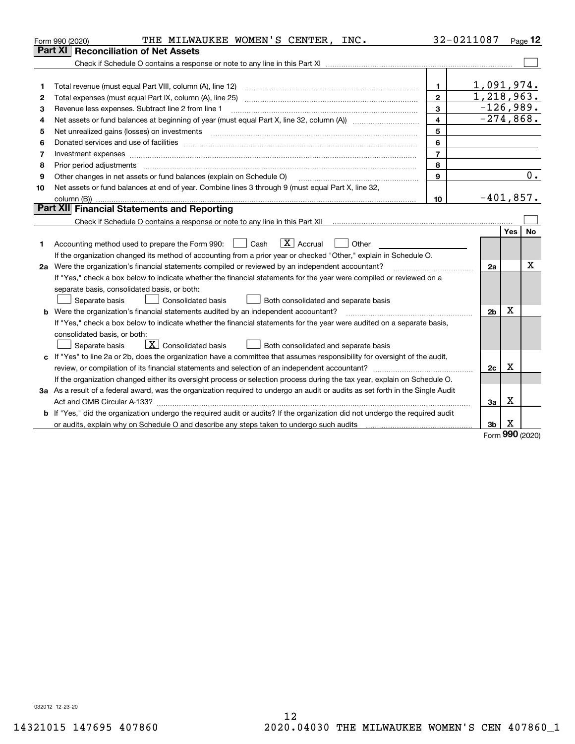Form 990 (2020) THE MILWAUKEE WOMEN'S CENTER, INC. 32-0211087 Page 12

## Part XI Reconciliation of Net Assets

Check if Schedule O contains a response or note to any line in this Part XI ☐

| | | | |
|---|---|---|---|
| 1 | Total revenue (must equal Part VIII, column (A), line 12) | 1 | 1,091,974. |
| 2 | Total expenses (must equal Part IX, column (A), line 25) | 2 | 1,218,963. |
| 3 | Revenue less expenses. Subtract line 2 from line 1 | 3 | -126,989. |
| 4 | Net assets or fund balances at beginning of year (must equal Part X, line 32, column (A)) | 4 | -274,868. |
| 5 | Net unrealized gains (losses) on investments | 5 | |
| 6 | Donated services and use of facilities | 6 | |
| 7 | Investment expenses | 7 | |
| 8 | Prior period adjustments | 8 | |
| 9 | Other changes in net assets or fund balances (explain on Schedule O) | 9 | 0. |
| 10 | Net assets or fund balances at end of year. Combine lines 3 through 9 (must equal Part X, line 32, column (B)) | 10 | -401,857. |

## Part XII Financial Statements and Reporting

Check if Schedule O contains a response or note to any line in this Part XII ☐

| | | | Yes | No |
|---|---|---|---|---|
| 1 | Accounting method used to prepare the Form 990: ☐ Cash ☒ Accrual ☐ Other<br>If the organization changed its method of accounting from a prior year or checked "Other," explain in Schedule O. | | | |
| 2a | Were the organization's financial statements compiled or reviewed by an independent accountant?<br>If "Yes," check a box below to indicate whether the financial statements for the year were compiled or reviewed on a separate basis, consolidated basis, or both:<br>☐ Separate basis ☐ Consolidated basis ☐ Both consolidated and separate basis | 2a | | X |
| b | Were the organization's financial statements audited by an independent accountant?<br>If "Yes," check a box below to indicate whether the financial statements for the year were audited on a separate basis, consolidated basis, or both:<br>☐ Separate basis ☒ Consolidated basis ☐ Both consolidated and separate basis | 2b | X | |
| c | If "Yes" to line 2a or 2b, does the organization have a committee that assumes responsibility for oversight of the audit, review, or compilation of its financial statements and selection of an independent accountant?<br>If the organization changed either its oversight process or selection process during the tax year, explain on Schedule O. | 2c | X | |
| 3a | As a result of a federal award, was the organization required to undergo an audit or audits as set forth in the Single Audit Act and OMB Circular A-133? | 3a | X | |
| b | If "Yes," did the organization undergo the required audit or audits? If the organization did not undergo the required audit or audits, explain why on Schedule O and describe any steps taken to undergo such audits | 3b | X | |

Form 990 (2020)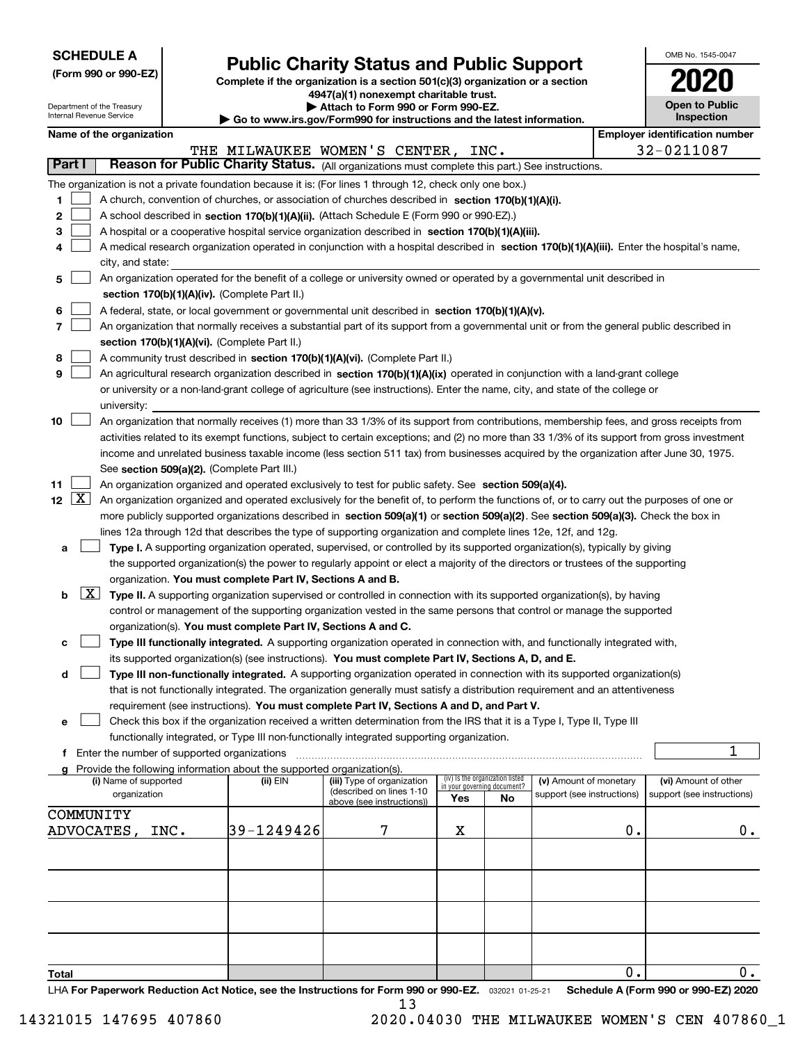**SCHEDULE A**
**(Form 990 or 990-EZ)**

Department of the Treasury
Internal Revenue Service

# Public Charity Status and Public Support

**Complete if the organization is a section 501(c)(3) organization or a section 4947(a)(1) nonexempt charitable trust.**
**▶ Attach to Form 990 or Form 990-EZ.**
**▶ Go to www.irs.gov/Form990 for instructions and the latest information.**

OMB No. 1545-0047
**2020**
**Open to Public Inspection**

**Name of the organization**
THE MILWAUKEE WOMEN'S CENTER, INC.

**Employer identification number**
32-0211087

## Part I — Reason for Public Charity Status. (All organizations must complete this part.) See instructions.

The organization is not a private foundation because it is: (For lines 1 through 12, check only one box.)

1 ☐ A church, convention of churches, or association of churches described in **section 170(b)(1)(A)(i).**

2 ☐ A school described in **section 170(b)(1)(A)(ii).** (Attach Schedule E (Form 990 or 990-EZ).)

3 ☐ A hospital or a cooperative hospital service organization described in **section 170(b)(1)(A)(iii).**

4 ☐ A medical research organization operated in conjunction with a hospital described in **section 170(b)(1)(A)(iii).** Enter the hospital's name, city, and state:

5 ☐ An organization operated for the benefit of a college or university owned or operated by a governmental unit described in **section 170(b)(1)(A)(iv).** (Complete Part II.)

6 ☐ A federal, state, or local government or governmental unit described in **section 170(b)(1)(A)(v).**

7 ☐ An organization that normally receives a substantial part of its support from a governmental unit or from the general public described in **section 170(b)(1)(A)(vi).** (Complete Part II.)

8 ☐ A community trust described in **section 170(b)(1)(A)(vi).** (Complete Part II.)

9 ☐ An agricultural research organization described in **section 170(b)(1)(A)(ix)** operated in conjunction with a land-grant college or university or a non-land-grant college of agriculture (see instructions). Enter the name, city, and state of the college or university:

10 ☐ An organization that normally receives (1) more than 33 1/3% of its support from contributions, membership fees, and gross receipts from activities related to its exempt functions, subject to certain exceptions; and (2) no more than 33 1/3% of its support from gross investment income and unrelated business taxable income (less section 511 tax) from businesses acquired by the organization after June 30, 1975. See **section 509(a)(2).** (Complete Part III.)

11 ☐ An organization organized and operated exclusively to test for public safety. See **section 509(a)(4).**

12 ☒ An organization organized and operated exclusively for the benefit of, to perform the functions of, or to carry out the purposes of one or more publicly supported organizations described in **section 509(a)(1)** or **section 509(a)(2)**. See **section 509(a)(3).** Check the box in lines 12a through 12d that describes the type of supporting organization and complete lines 12e, 12f, and 12g.

a ☐ **Type I.** A supporting organization operated, supervised, or controlled by its supported organization(s), typically by giving the supported organization(s) the power to regularly appoint or elect a majority of the directors or trustees of the supporting organization. **You must complete Part IV, Sections A and B.**

b ☒ **Type II.** A supporting organization supervised or controlled in connection with its supported organization(s), by having control or management of the supporting organization vested in the same persons that control or manage the supported organization(s). **You must complete Part IV, Sections A and C.**

c ☐ **Type III functionally integrated.** A supporting organization operated in connection with, and functionally integrated with, its supported organization(s) (see instructions). **You must complete Part IV, Sections A, D, and E.**

d ☐ **Type III non-functionally integrated.** A supporting organization operated in connection with its supported organization(s) that is not functionally integrated. The organization generally must satisfy a distribution requirement and an attentiveness requirement (see instructions). **You must complete Part IV, Sections A and D, and Part V.**

e ☐ Check this box if the organization received a written determination from the IRS that it is a Type I, Type II, Type III functionally integrated, or Type III non-functionally integrated supporting organization.

f Enter the number of supported organizations: 1

g Provide the following information about the supported organization(s).

| (i) Name of supported organization | (ii) EIN | (iii) Type of organization (described on lines 1-10 above (see instructions)) | (iv) Is the organization listed in your governing document? Yes | No | (v) Amount of monetary support (see instructions) | (vi) Amount of other support (see instructions) |
|---|---|---|---|---|---|---|
| COMMUNITY ADVOCATES, INC. | 39-1249426 | 7 | X | | 0. | 0. |
| | | | | | | |
| | | | | | | |
| | | | | | | |
| | | | | | | |
| **Total** | | | | | 0. | 0. |

LHA **For Paperwork Reduction Act Notice, see the Instructions for Form 990 or 990-EZ.** 032021 01-25-21 **Schedule A (Form 990 or 990-EZ) 2020**

14321015 147695 407860 2020.04030 THE MILWAUKEE WOMEN'S CEN 407860_1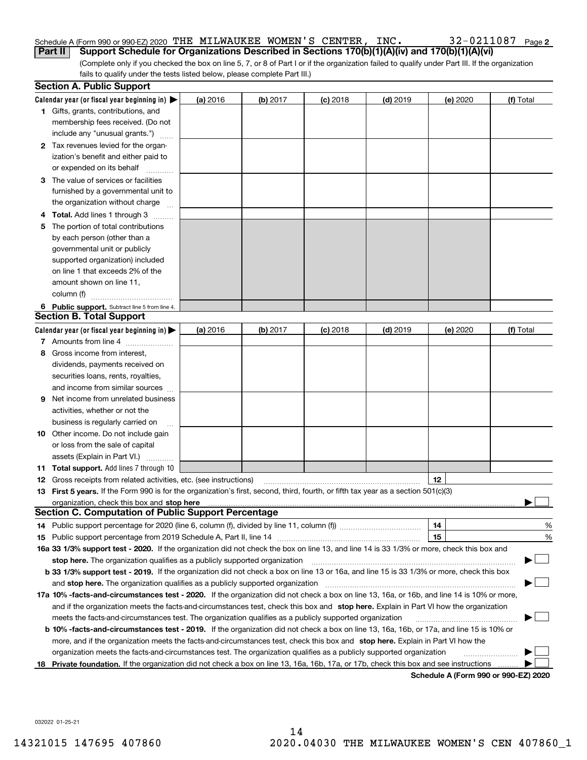Schedule A (Form 990 or 990-EZ) 2020 THE MILWAUKEE WOMEN'S CENTER, INC. 32-0211087 Page **2**

**Part II** **Support Schedule for Organizations Described in Sections 170(b)(1)(A)(iv) and 170(b)(1)(A)(vi)**

(Complete only if you checked the box on line 5, 7, or 8 of Part I or if the organization failed to qualify under Part III. If the organization fails to qualify under the tests listed below, please complete Part III.)

## Section A. Public Support

| Calendar year (or fiscal year beginning in) ▶ | (a) 2016 | (b) 2017 | (c) 2018 | (d) 2019 | (e) 2020 | (f) Total |
|---|---|---|---|---|---|---|
| **1** Gifts, grants, contributions, and membership fees received. (Do not include any "unusual grants.") | | | | | | |
| **2** Tax revenues levied for the organization's benefit and either paid to or expended on its behalf | | | | | | |
| **3** The value of services or facilities furnished by a governmental unit to the organization without charge | | | | | | |
| **4 Total.** Add lines 1 through 3 | | | | | | |
| **5** The portion of total contributions by each person (other than a governmental unit or publicly supported organization) included on line 1 that exceeds 2% of the amount shown on line 11, column (f) | | | | | | |
| **6 Public support.** Subtract line 5 from line 4. | | | | | | |

## Section B. Total Support

| Calendar year (or fiscal year beginning in) ▶ | (a) 2016 | (b) 2017 | (c) 2018 | (d) 2019 | (e) 2020 | (f) Total |
|---|---|---|---|---|---|---|
| **7** Amounts from line 4 | | | | | | |
| **8** Gross income from interest, dividends, payments received on securities loans, rents, royalties, and income from similar sources | | | | | | |
| **9** Net income from unrelated business activities, whether or not the business is regularly carried on | | | | | | |
| **10** Other income. Do not include gain or loss from the sale of capital assets (Explain in Part VI.) | | | | | | |
| **11 Total support.** Add lines 7 through 10 | | | | | | |

**12** Gross receipts from related activities, etc. (see instructions) **12**

**13 First 5 years.** If the Form 990 is for the organization's first, second, third, fourth, or fifth tax year as a section 501(c)(3) organization, check this box and **stop here** ▶ ☐

## Section C. Computation of Public Support Percentage

**14** Public support percentage for 2020 (line 6, column (f), divided by line 11, column (f)) **14** %

**15** Public support percentage from 2019 Schedule A, Part II, line 14 **15** %

**16a 33 1/3% support test - 2020.** If the organization did not check the box on line 13, and line 14 is 33 1/3% or more, check this box and **stop here.** The organization qualifies as a publicly supported organization ▶ ☐

**b 33 1/3% support test - 2019.** If the organization did not check a box on line 13 or 16a, and line 15 is 33 1/3% or more, check this box and **stop here.** The organization qualifies as a publicly supported organization ▶ ☐

**17a 10% -facts-and-circumstances test - 2020.** If the organization did not check a box on line 13, 16a, or 16b, and line 14 is 10% or more, and if the organization meets the facts-and-circumstances test, check this box and **stop here.** Explain in Part VI how the organization meets the facts-and-circumstances test. The organization qualifies as a publicly supported organization ▶ ☐

**b 10% -facts-and-circumstances test - 2019.** If the organization did not check a box on line 13, 16a, 16b, or 17a, and line 15 is 10% or more, and if the organization meets the facts-and-circumstances test, check this box and **stop here.** Explain in Part VI how the organization meets the facts-and-circumstances test. The organization qualifies as a publicly supported organization ▶ ☐

**18 Private foundation.** If the organization did not check a box on line 13, 16a, 16b, 17a, or 17b, check this box and see instructions ▶ ☐

**Schedule A (Form 990 or 990-EZ) 2020**

032022 01-25-21

14321015 147695 407860 2020.04030 THE MILWAUKEE WOMEN'S CEN 407860_1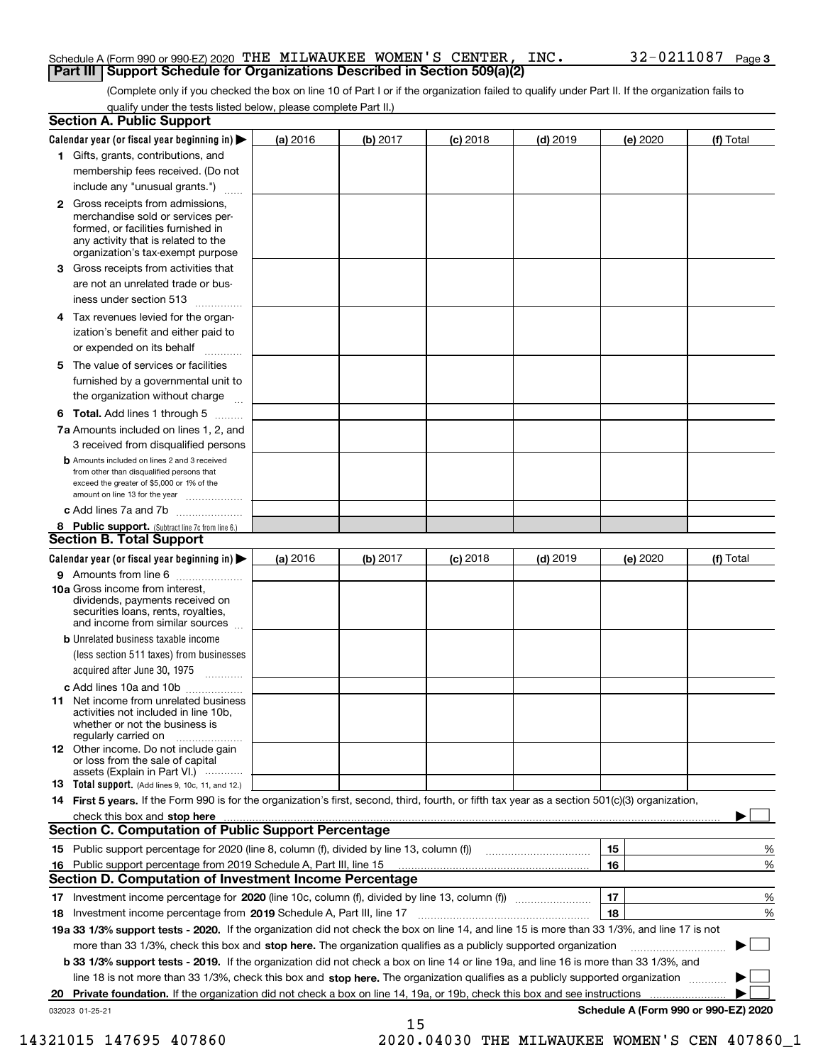Schedule A (Form 990 or 990-EZ) 2020 THE MILWAUKEE WOMEN'S CENTER, INC. 32-0211087 Page 3

## Part III Support Schedule for Organizations Described in Section 509(a)(2)

(Complete only if you checked the box on line 10 of Part I or if the organization failed to qualify under Part II. If the organization fails to qualify under the tests listed below, please complete Part II.)

### Section A. Public Support

| Calendar year (or fiscal year beginning in) ▶ | (a) 2016 | (b) 2017 | (c) 2018 | (d) 2019 | (e) 2020 | (f) Total |
|---|---|---|---|---|---|---|
| 1 Gifts, grants, contributions, and membership fees received. (Do not include any "unusual grants.") | | | | | | |
| 2 Gross receipts from admissions, merchandise sold or services performed, or facilities furnished in any activity that is related to the organization's tax-exempt purpose | | | | | | |
| 3 Gross receipts from activities that are not an unrelated trade or business under section 513 | | | | | | |
| 4 Tax revenues levied for the organization's benefit and either paid to or expended on its behalf | | | | | | |
| 5 The value of services or facilities furnished by a governmental unit to the organization without charge | | | | | | |
| 6 **Total.** Add lines 1 through 5 | | | | | | |
| 7a Amounts included on lines 1, 2, and 3 received from disqualified persons | | | | | | |
| b Amounts included on lines 2 and 3 received from other than disqualified persons that exceed the greater of $5,000 or 1% of the amount on line 13 for the year | | | | | | |
| c Add lines 7a and 7b | | | | | | |
| 8 **Public support.** (Subtract line 7c from line 6.) | | | | | | |

### Section B. Total Support

| Calendar year (or fiscal year beginning in) ▶ | (a) 2016 | (b) 2017 | (c) 2018 | (d) 2019 | (e) 2020 | (f) Total |
|---|---|---|---|---|---|---|
| 9 Amounts from line 6 | | | | | | |
| 10a Gross income from interest, dividends, payments received on securities loans, rents, royalties, and income from similar sources | | | | | | |
| b Unrelated business taxable income (less section 511 taxes) from businesses acquired after June 30, 1975 | | | | | | |
| c Add lines 10a and 10b | | | | | | |
| 11 Net income from unrelated business activities not included in line 10b, whether or not the business is regularly carried on | | | | | | |
| 12 Other income. Do not include gain or loss from the sale of capital assets (Explain in Part VI.) | | | | | | |
| 13 **Total support.** (Add lines 9, 10c, 11, and 12.) | | | | | | |

14 **First 5 years.** If the Form 990 is for the organization's first, second, third, fourth, or fifth tax year as a section 501(c)(3) organization, check this box and **stop here** ▶ ☐

### Section C. Computation of Public Support Percentage

| | | | |
|---|---|---|---|
| 15 | Public support percentage for 2020 (line 8, column (f), divided by line 13, column (f)) | 15 | % |
| 16 | Public support percentage from 2019 Schedule A, Part III, line 15 | 16 | % |

### Section D. Computation of Investment Income Percentage

| | | | |
|---|---|---|---|
| 17 | Investment income percentage for **2020** (line 10c, column (f), divided by line 13, column (f)) | 17 | % |
| 18 | Investment income percentage from **2019** Schedule A, Part III, line 17 | 18 | % |

**19a 33 1/3% support tests - 2020.** If the organization did not check the box on line 14, and line 15 is more than 33 1/3%, and line 17 is not more than 33 1/3%, check this box and **stop here.** The organization qualifies as a publicly supported organization ▶ ☐

**b 33 1/3% support tests - 2019.** If the organization did not check a box on line 14 or line 19a, and line 16 is more than 33 1/3%, and line 18 is not more than 33 1/3%, check this box and **stop here.** The organization qualifies as a publicly supported organization ▶ ☐

**20 Private foundation.** If the organization did not check a box on line 14, 19a, or 19b, check this box and see instructions ▶ ☐

032023 01-25-21 **Schedule A (Form 990 or 990-EZ) 2020**

14321015 147695 407860 2020.04030 THE MILWAUKEE WOMEN'S CEN 407860_1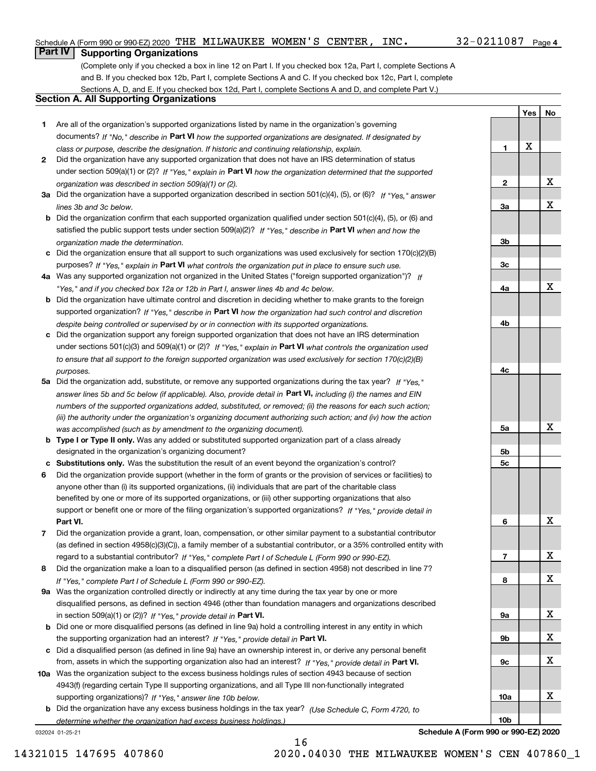Schedule A (Form 990 or 990-EZ) 2020 THE MILWAUKEE WOMEN'S CENTER, INC. 32-0211087 Page 4

## Part IV Supporting Organizations

(Complete only if you checked a box in line 12 on Part I. If you checked box 12a, Part I, complete Sections A and B. If you checked box 12b, Part I, complete Sections A and C. If you checked box 12c, Part I, complete Sections A, D, and E. If you checked box 12d, Part I, complete Sections A and D, and complete Part V.)

### Section A. All Supporting Organizations

| | | Line | Yes | No |
|---|---|---|---|---|
| **1** | Are all of the organization's supported organizations listed by name in the organization's governing documents? *If "No," describe in* **Part VI** *how the supported organizations are designated. If designated by class or purpose, describe the designation. If historic and continuing relationship, explain.* | **1** | X | |
| **2** | Did the organization have any supported organization that does not have an IRS determination of status under section 509(a)(1) or (2)? *If "Yes," explain in* **Part VI** *how the organization determined that the supported organization was described in section 509(a)(1) or (2).* | **2** | | X |
| **3a** | Did the organization have a supported organization described in section 501(c)(4), (5), or (6)? *If "Yes," answer lines 3b and 3c below.* | **3a** | | X |
| **b** | Did the organization confirm that each supported organization qualified under section 501(c)(4), (5), or (6) and satisfied the public support tests under section 509(a)(2)? *If "Yes," describe in* **Part VI** *when and how the organization made the determination.* | **3b** | | |
| **c** | Did the organization ensure that all support to such organizations was used exclusively for section 170(c)(2)(B) purposes? *If "Yes," explain in* **Part VI** *what controls the organization put in place to ensure such use.* | **3c** | | |
| **4a** | Was any supported organization not organized in the United States ("foreign supported organization")? *If "Yes," and if you checked box 12a or 12b in Part I, answer lines 4b and 4c below.* | **4a** | | X |
| **b** | Did the organization have ultimate control and discretion in deciding whether to make grants to the foreign supported organization? *If "Yes," describe in* **Part VI** *how the organization had such control and discretion despite being controlled or supervised by or in connection with its supported organizations.* | **4b** | | |
| **c** | Did the organization support any foreign supported organization that does not have an IRS determination under sections 501(c)(3) and 509(a)(1) or (2)? *If "Yes," explain in* **Part VI** *what controls the organization used to ensure that all support to the foreign supported organization was used exclusively for section 170(c)(2)(B) purposes.* | **4c** | | |
| **5a** | Did the organization add, substitute, or remove any supported organizations during the tax year? *If "Yes," answer lines 5b and 5c below (if applicable). Also, provide detail in* **Part VI,** *including (i) the names and EIN numbers of the supported organizations added, substituted, or removed; (ii) the reasons for each such action; (iii) the authority under the organization's organizing document authorizing such action; and (iv) how the action was accomplished (such as by amendment to the organizing document).* | **5a** | | X |
| **b** | **Type I or Type II only.** Was any added or substituted supported organization part of a class already designated in the organization's organizing document? | **5b** | | |
| **c** | **Substitutions only.** Was the substitution the result of an event beyond the organization's control? | **5c** | | |
| **6** | Did the organization provide support (whether in the form of grants or the provision of services or facilities) to anyone other than (i) its supported organizations, (ii) individuals that are part of the charitable class benefited by one or more of its supported organizations, or (iii) other supporting organizations that also support or benefit one or more of the filing organization's supported organizations? *If "Yes," provide detail in* **Part VI.** | **6** | | X |
| **7** | Did the organization provide a grant, loan, compensation, or other similar payment to a substantial contributor (as defined in section 4958(c)(3)(C)), a family member of a substantial contributor, or a 35% controlled entity with regard to a substantial contributor? *If "Yes," complete Part I of Schedule L (Form 990 or 990-EZ).* | **7** | | X |
| **8** | Did the organization make a loan to a disqualified person (as defined in section 4958) not described in line 7? *If "Yes," complete Part I of Schedule L (Form 990 or 990-EZ).* | **8** | | X |
| **9a** | Was the organization controlled directly or indirectly at any time during the tax year by one or more disqualified persons, as defined in section 4946 (other than foundation managers and organizations described in section 509(a)(1) or (2))? *If "Yes," provide detail in* **Part VI.** | **9a** | | X |
| **b** | Did one or more disqualified persons (as defined in line 9a) hold a controlling interest in any entity in which the supporting organization had an interest? *If "Yes," provide detail in* **Part VI.** | **9b** | | X |
| **c** | Did a disqualified person (as defined in line 9a) have an ownership interest in, or derive any personal benefit from, assets in which the supporting organization also had an interest? *If "Yes," provide detail in* **Part VI.** | **9c** | | X |
| **10a** | Was the organization subject to the excess business holdings rules of section 4943 because of section 4943(f) (regarding certain Type II supporting organizations, and all Type III non-functionally integrated supporting organizations)? *If "Yes," answer line 10b below.* | **10a** | | X |
| **b** | Did the organization have any excess business holdings in the tax year? *(Use Schedule C, Form 4720, to determine whether the organization had excess business holdings.)* | **10b** | | |

032024 01-25-21 **Schedule A (Form 990 or 990-EZ) 2020**

14321015 147695 407860 2020.04030 THE MILWAUKEE WOMEN'S CEN 407860_1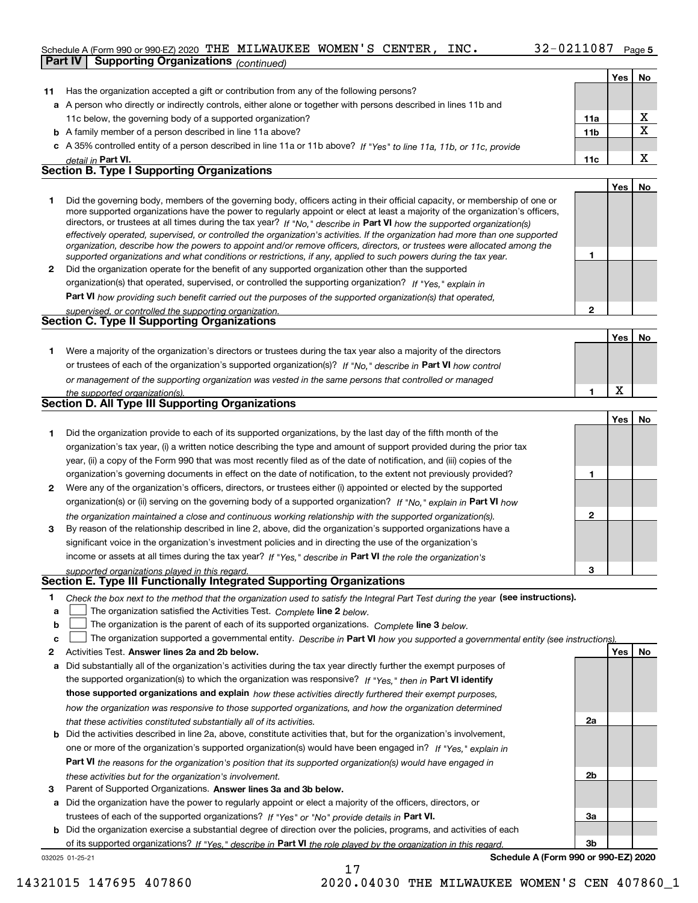Schedule A (Form 990 or 990-EZ) 2020 THE MILWAUKEE WOMEN'S CENTER, INC. 32-0211087 Page 5

**Part IV** **Supporting Organizations** *(continued)*

| | | | Yes | No |
|---|---|---|---|---|
| **11** | Has the organization accepted a gift or contribution from any of the following persons? | | | |
| **a** | A person who directly or indirectly controls, either alone or together with persons described in lines 11b and 11c below, the governing body of a supported organization? | **11a** | | X |
| **b** | A family member of a person described in line 11a above? | **11b** | | X |
| **c** | A 35% controlled entity of a person described in line 11a or 11b above? *If "Yes" to line 11a, 11b, or 11c, provide detail in* **Part VI.** | **11c** | | X |

**Section B. Type I Supporting Organizations**

| | | | Yes | No |
|---|---|---|---|---|
| **1** | Did the governing body, members of the governing body, officers acting in their official capacity, or membership of one or more supported organizations have the power to regularly appoint or elect at least a majority of the organization's officers, directors, or trustees at all times during the tax year? *If "No," describe in* **Part VI** *how the supported organization(s) effectively operated, supervised, or controlled the organization's activities. If the organization had more than one supported organization, describe how the powers to appoint and/or remove officers, directors, or trustees were allocated among the supported organizations and what conditions or restrictions, if any, applied to such powers during the tax year.* | **1** | | |
| **2** | Did the organization operate for the benefit of any supported organization other than the supported organization(s) that operated, supervised, or controlled the supporting organization? *If "Yes," explain in* **Part VI** *how providing such benefit carried out the purposes of the supported organization(s) that operated, supervised, or controlled the supporting organization.* | **2** | | |

**Section C. Type II Supporting Organizations**

| | | | Yes | No |
|---|---|---|---|---|
| **1** | Were a majority of the organization's directors or trustees during the tax year also a majority of the directors or trustees of each of the organization's supported organization(s)? *If "No," describe in* **Part VI** *how control or management of the supporting organization was vested in the same persons that controlled or managed the supported organization(s).* | **1** | X | |

**Section D. All Type III Supporting Organizations**

| | | | Yes | No |
|---|---|---|---|---|
| **1** | Did the organization provide to each of its supported organizations, by the last day of the fifth month of the organization's tax year, (i) a written notice describing the type and amount of support provided during the prior tax year, (ii) a copy of the Form 990 that was most recently filed as of the date of notification, and (iii) copies of the organization's governing documents in effect on the date of notification, to the extent not previously provided? | **1** | | |
| **2** | Were any of the organization's officers, directors, or trustees either (i) appointed or elected by the supported organization(s) or (ii) serving on the governing body of a supported organization? *If "No," explain in* **Part VI** *how the organization maintained a close and continuous working relationship with the supported organization(s).* | **2** | | |
| **3** | By reason of the relationship described in line 2, above, did the organization's supported organizations have a significant voice in the organization's investment policies and in directing the use of the organization's income or assets at all times during the tax year? *If "Yes," describe in* **Part VI** *the role the organization's supported organizations played in this regard.* | **3** | | |

**Section E. Type III Functionally Integrated Supporting Organizations**

**1** *Check the box next to the method that the organization used to satisfy the Integral Part Test during the year* **(see instructions).**

**a** ☐ The organization satisfied the Activities Test. *Complete* **line 2** *below.*

**b** ☐ The organization is the parent of each of its supported organizations. *Complete* **line 3** *below.*

**c** ☐ The organization supported a governmental entity. *Describe in* **Part VI** *how you supported a governmental entity (see instructions).*

| | | | Yes | No |
|---|---|---|---|---|
| **2** | Activities Test. **Answer lines 2a and 2b below.** | | | |
| **a** | Did substantially all of the organization's activities during the tax year directly further the exempt purposes of the supported organization(s) to which the organization was responsive? *If "Yes," then in* **Part VI identify those supported organizations and explain** *how these activities directly furthered their exempt purposes, how the organization was responsive to those supported organizations, and how the organization determined that these activities constituted substantially all of its activities.* | **2a** | | |
| **b** | Did the activities described in line 2a, above, constitute activities that, but for the organization's involvement, one or more of the organization's supported organization(s) would have been engaged in? *If "Yes," explain in* **Part VI** *the reasons for the organization's position that its supported organization(s) would have engaged in these activities but for the organization's involvement.* | **2b** | | |
| **3** | Parent of Supported Organizations. **Answer lines 3a and 3b below.** | | | |
| **a** | Did the organization have the power to regularly appoint or elect a majority of the officers, directors, or trustees of each of the supported organizations? *If "Yes" or "No" provide details in* **Part VI.** | **3a** | | |
| **b** | Did the organization exercise a substantial degree of direction over the policies, programs, and activities of each of its supported organizations? *If "Yes," describe in* **Part VI** *the role played by the organization in this regard.* | **3b** | | |

032025 01-25-21 **Schedule A (Form 990 or 990-EZ) 2020**

14321015 147695 407860 2020.04030 THE MILWAUKEE WOMEN'S CEN 407860_1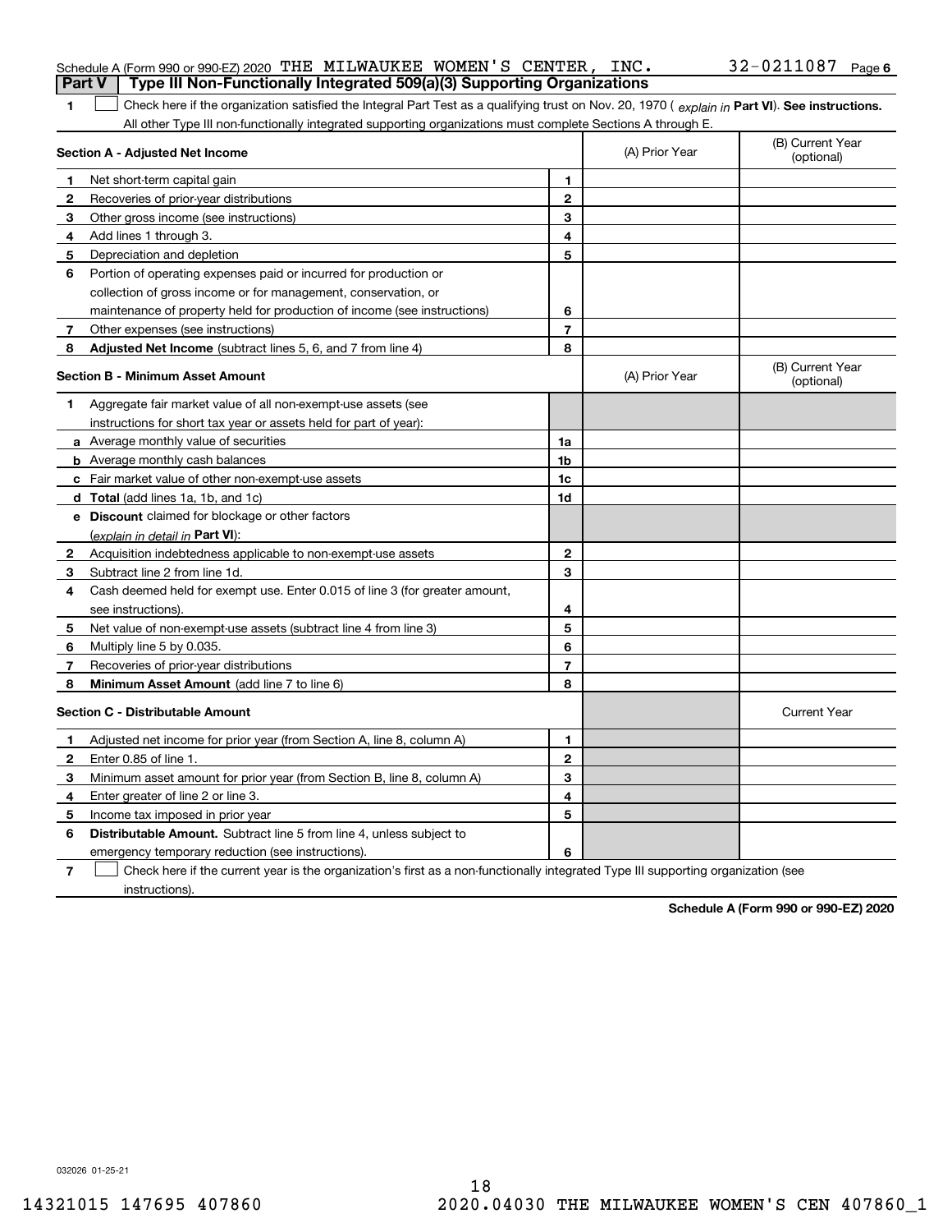Schedule A (Form 990 or 990-EZ) 2020 THE MILWAUKEE WOMEN'S CENTER, INC. 32-0211087 Page 6

**Part V | Type III Non-Functionally Integrated 509(a)(3) Supporting Organizations**

1 ☐ Check here if the organization satisfied the Integral Part Test as a qualifying trust on Nov. 20, 1970 ( *explain in* **Part VI**). **See instructions.** All other Type III non-functionally integrated supporting organizations must complete Sections A through E.

| Section A - Adjusted Net Income | | (A) Prior Year | (B) Current Year (optional) |
|---|---|---|---|
| 1 Net short-term capital gain | 1 | | |
| 2 Recoveries of prior-year distributions | 2 | | |
| 3 Other gross income (see instructions) | 3 | | |
| 4 Add lines 1 through 3. | 4 | | |
| 5 Depreciation and depletion | 5 | | |
| 6 Portion of operating expenses paid or incurred for production or collection of gross income or for management, conservation, or maintenance of property held for production of income (see instructions) | 6 | | |
| 7 Other expenses (see instructions) | 7 | | |
| 8 **Adjusted Net Income** (subtract lines 5, 6, and 7 from line 4) | 8 | | |

| Section B - Minimum Asset Amount | | (A) Prior Year | (B) Current Year (optional) |
|---|---|---|---|
| 1 Aggregate fair market value of all non-exempt-use assets (see instructions for short tax year or assets held for part of year): | | | |
| a Average monthly value of securities | 1a | | |
| b Average monthly cash balances | 1b | | |
| c Fair market value of other non-exempt-use assets | 1c | | |
| d **Total** (add lines 1a, 1b, and 1c) | 1d | | |
| e **Discount** claimed for blockage or other factors (*explain in detail in* **Part VI**): | | | |
| 2 Acquisition indebtedness applicable to non-exempt-use assets | 2 | | |
| 3 Subtract line 2 from line 1d. | 3 | | |
| 4 Cash deemed held for exempt use. Enter 0.015 of line 3 (for greater amount, see instructions). | 4 | | |
| 5 Net value of non-exempt-use assets (subtract line 4 from line 3) | 5 | | |
| 6 Multiply line 5 by 0.035. | 6 | | |
| 7 Recoveries of prior-year distributions | 7 | | |
| 8 **Minimum Asset Amount** (add line 7 to line 6) | 8 | | |

| Section C - Distributable Amount | | | Current Year |
|---|---|---|---|
| 1 Adjusted net income for prior year (from Section A, line 8, column A) | 1 | | |
| 2 Enter 0.85 of line 1. | 2 | | |
| 3 Minimum asset amount for prior year (from Section B, line 8, column A) | 3 | | |
| 4 Enter greater of line 2 or line 3. | 4 | | |
| 5 Income tax imposed in prior year | 5 | | |
| 6 **Distributable Amount.** Subtract line 5 from line 4, unless subject to emergency temporary reduction (see instructions). | 6 | | |

7 ☐ Check here if the current year is the organization's first as a non-functionally integrated Type III supporting organization (see instructions).

**Schedule A (Form 990 or 990-EZ) 2020**

032026 01-25-21

14321015 147695 407860 2020.04030 THE MILWAUKEE WOMEN'S CEN 407860_1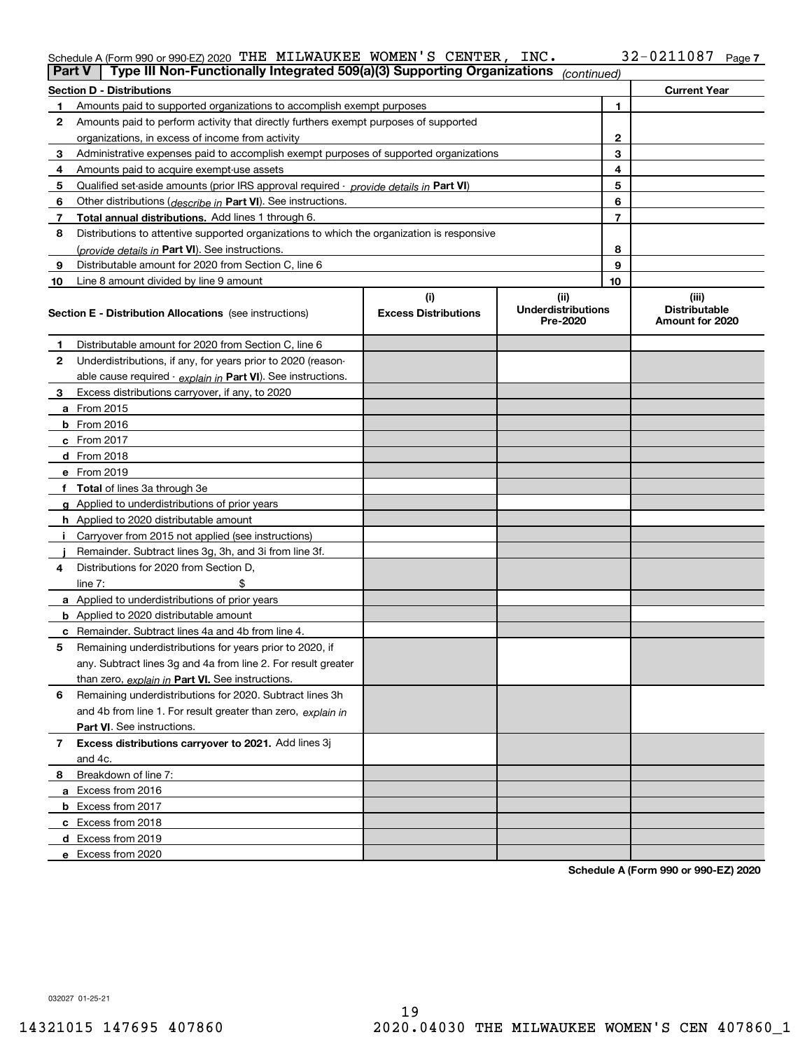Schedule A (Form 990 or 990-EZ) 2020 THE MILWAUKEE WOMEN'S CENTER, INC. 32-0211087 Page 7

**Part V | Type III Non-Functionally Integrated 509(a)(3) Supporting Organizations** *(continued)*

| **Section D - Distributions** | | **Current Year** |
|---|---|---|
| **1** Amounts paid to supported organizations to accomplish exempt purposes | 1 | |
| **2** Amounts paid to perform activity that directly furthers exempt purposes of supported organizations, in excess of income from activity | 2 | |
| **3** Administrative expenses paid to accomplish exempt purposes of supported organizations | 3 | |
| **4** Amounts paid to acquire exempt-use assets | 4 | |
| **5** Qualified set-aside amounts (prior IRS approval required - *provide details in* **Part VI**) | 5 | |
| **6** Other distributions (*describe in* **Part VI**). See instructions. | 6 | |
| **7** **Total annual distributions.** Add lines 1 through 6. | 7 | |
| **8** Distributions to attentive supported organizations to which the organization is responsive (*provide details in* **Part VI**). See instructions. | 8 | |
| **9** Distributable amount for 2020 from Section C, line 6 | 9 | |
| **10** Line 8 amount divided by line 9 amount | 10 | |

| **Section E - Distribution Allocations** (see instructions) | (i) **Excess Distributions** | (ii) **Underdistributions Pre-2020** | (iii) **Distributable Amount for 2020** |
|---|---|---|---|
| **1** Distributable amount for 2020 from Section C, line 6 | | | |
| **2** Underdistributions, if any, for years prior to 2020 (reasonable cause required - *explain in* **Part VI**). See instructions. | | | |
| **3** Excess distributions carryover, if any, to 2020 | | | |
| **a** From 2015 | | | |
| **b** From 2016 | | | |
| **c** From 2017 | | | |
| **d** From 2018 | | | |
| **e** From 2019 | | | |
| **f** **Total** of lines 3a through 3e | | | |
| **g** Applied to underdistributions of prior years | | | |
| **h** Applied to 2020 distributable amount | | | |
| **i** Carryover from 2015 not applied (see instructions) | | | |
| **j** Remainder. Subtract lines 3g, 3h, and 3i from line 3f. | | | |
| **4** Distributions for 2020 from Section D, line 7: $ | | | |
| **a** Applied to underdistributions of prior years | | | |
| **b** Applied to 2020 distributable amount | | | |
| **c** Remainder. Subtract lines 4a and 4b from line 4. | | | |
| **5** Remaining underdistributions for years prior to 2020, if any. Subtract lines 3g and 4a from line 2. For result greater than zero, *explain in* **Part VI.** See instructions. | | | |
| **6** Remaining underdistributions for 2020. Subtract lines 3h and 4b from line 1. For result greater than zero, *explain in* **Part VI**. See instructions. | | | |
| **7** **Excess distributions carryover to 2021.** Add lines 3j and 4c. | | | |
| **8** Breakdown of line 7: | | | |
| **a** Excess from 2016 | | | |
| **b** Excess from 2017 | | | |
| **c** Excess from 2018 | | | |
| **d** Excess from 2019 | | | |
| **e** Excess from 2020 | | | |

**Schedule A (Form 990 or 990-EZ) 2020**

032027 01-25-21

14321015 147695 407860 2020.04030 THE MILWAUKEE WOMEN'S CEN 407860_1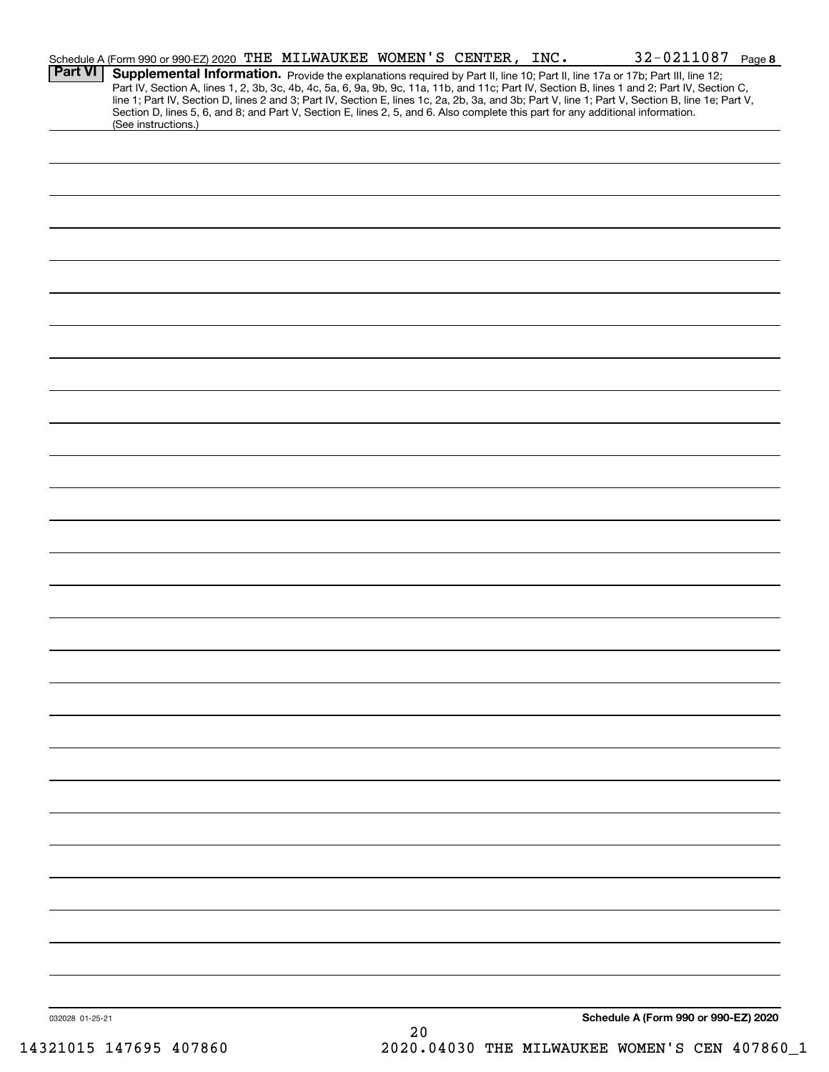Schedule A (Form 990 or 990-EZ) 2020 THE MILWAUKEE WOMEN'S CENTER, INC. 32-0211087 Page 8

**Part VI** **Supplemental Information.** Provide the explanations required by Part II, line 10; Part II, line 17a or 17b; Part III, line 12; Part IV, Section A, lines 1, 2, 3b, 3c, 4b, 4c, 5a, 6, 9a, 9b, 9c, 11a, 11b, and 11c; Part IV, Section B, lines 1 and 2; Part IV, Section C, line 1; Part IV, Section D, lines 2 and 3; Part IV, Section E, lines 1c, 2a, 2b, 3a, and 3b; Part V, line 1; Part V, Section B, line 1e; Part V, Section D, lines 5, 6, and 8; and Part V, Section E, lines 2, 5, and 6. Also complete this part for any additional information. (See instructions.)

032028 01-25-21

**Schedule A (Form 990 or 990-EZ) 2020**

14321015 147695 407860 2020.04030 THE MILWAUKEE WOMEN'S CEN 407860_1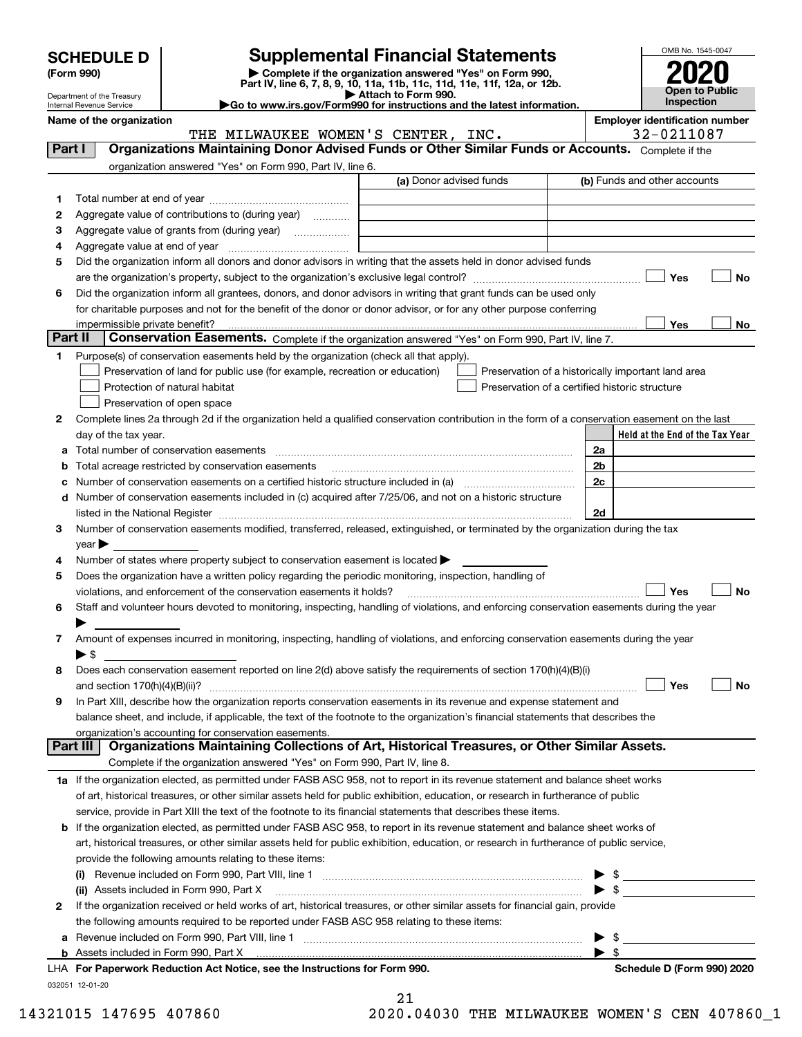**SCHEDULE D (Form 990)**

Department of the Treasury
Internal Revenue Service

# Supplemental Financial Statements

▶ Complete if the organization answered "Yes" on Form 990, Part IV, line 6, 7, 8, 9, 10, 11a, 11b, 11c, 11d, 11e, 11f, 12a, or 12b.
▶ Attach to Form 990.
▶Go to www.irs.gov/Form990 for instructions and the latest information.

OMB No. 1545-0047

**2020**

**Open to Public Inspection**

Name of the organization: THE MILWAUKEE WOMEN'S CENTER, INC.

Employer identification number: 32-0211087

## Part I — Organizations Maintaining Donor Advised Funds or Other Similar Funds or Accounts.

Complete if the organization answered "Yes" on Form 990, Part IV, line 6.

| | | (a) Donor advised funds | (b) Funds and other accounts |
|---|---|---|---|
| 1 | Total number at end of year | | |
| 2 | Aggregate value of contributions to (during year) | | |
| 3 | Aggregate value of grants from (during year) | | |
| 4 | Aggregate value at end of year | | |

5 Did the organization inform all donors and donor advisors in writing that the assets held in donor advised funds are the organization's property, subject to the organization's exclusive legal control? ☐ Yes ☐ No

6 Did the organization inform all grantees, donors, and donor advisors in writing that grant funds can be used only for charitable purposes and not for the benefit of the donor or donor advisor, or for any other purpose conferring impermissible private benefit? ☐ Yes ☐ No

## Part II — Conservation Easements.

Complete if the organization answered "Yes" on Form 990, Part IV, line 7.

1 Purpose(s) of conservation easements held by the organization (check all that apply).

- ☐ Preservation of land for public use (for example, recreation or education)
- ☐ Protection of natural habitat
- ☐ Preservation of open space
- ☐ Preservation of a historically important land area
- ☐ Preservation of a certified historic structure

2 Complete lines 2a through 2d if the organization held a qualified conservation contribution in the form of a conservation easement on the last day of the tax year.

| | | | Held at the End of the Tax Year |
|---|---|---|---|
| a | Total number of conservation easements | 2a | |
| b | Total acreage restricted by conservation easements | 2b | |
| c | Number of conservation easements on a certified historic structure included in (a) | 2c | |
| d | Number of conservation easements included in (c) acquired after 7/25/06, and not on a historic structure listed in the National Register | 2d | |

3 Number of conservation easements modified, transferred, released, extinguished, or terminated by the organization during the tax year ▶

4 Number of states where property subject to conservation easement is located ▶

5 Does the organization have a written policy regarding the periodic monitoring, inspection, handling of violations, and enforcement of the conservation easements it holds? ☐ Yes ☐ No

6 Staff and volunteer hours devoted to monitoring, inspecting, handling of violations, and enforcing conservation easements during the year ▶

7 Amount of expenses incurred in monitoring, inspecting, handling of violations, and enforcing conservation easements during the year ▶ $

8 Does each conservation easement reported on line 2(d) above satisfy the requirements of section 170(h)(4)(B)(i) and section 170(h)(4)(B)(ii)? ☐ Yes ☐ No

9 In Part XIII, describe how the organization reports conservation easements in its revenue and expense statement and balance sheet, and include, if applicable, the text of the footnote to the organization's financial statements that describes the organization's accounting for conservation easements.

## Part III — Organizations Maintaining Collections of Art, Historical Treasures, or Other Similar Assets.

Complete if the organization answered "Yes" on Form 990, Part IV, line 8.

1a If the organization elected, as permitted under FASB ASC 958, not to report in its revenue statement and balance sheet works of art, historical treasures, or other similar assets held for public exhibition, education, or research in furtherance of public service, provide in Part XIII the text of the footnote to its financial statements that describes these items.

b If the organization elected, as permitted under FASB ASC 958, to report in its revenue statement and balance sheet works of art, historical treasures, or other similar assets held for public exhibition, education, or research in furtherance of public service, provide the following amounts relating to these items:

(i) Revenue included on Form 990, Part VIII, line 1 ▶ $

(ii) Assets included in Form 990, Part X ▶ $

2 If the organization received or held works of art, historical treasures, or other similar assets for financial gain, provide the following amounts required to be reported under FASB ASC 958 relating to these items:

a Revenue included on Form 990, Part VIII, line 1 ▶ $

b Assets included in Form 990, Part X ▶ $

LHA For Paperwork Reduction Act Notice, see the Instructions for Form 990. Schedule D (Form 990) 2020

032051 12-01-20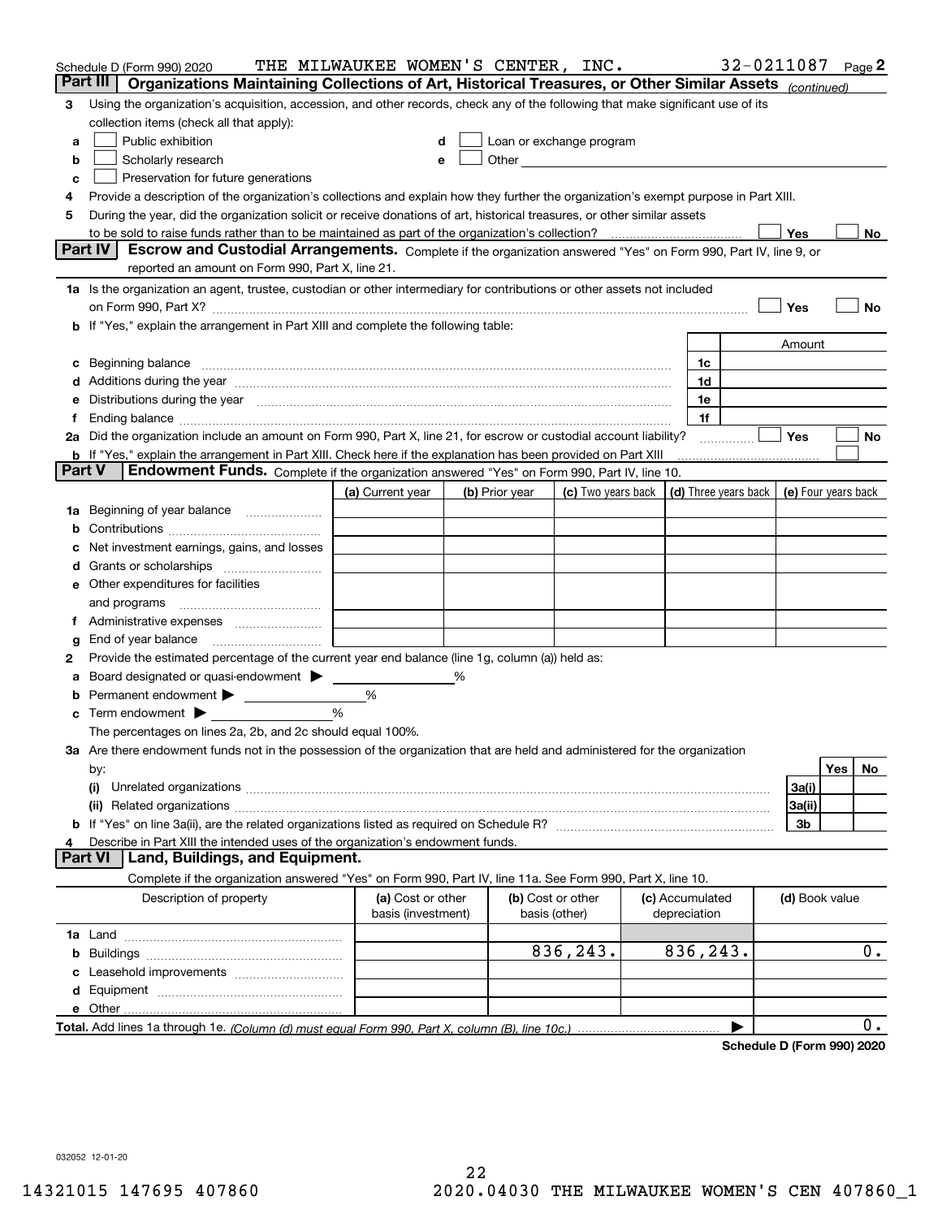Schedule D (Form 990) 2020 THE MILWAUKEE WOMEN'S CENTER, INC. 32-0211087 Page 2

## Part III Organizations Maintaining Collections of Art, Historical Treasures, or Other Similar Assets *(continued)*

**3** Using the organization's acquisition, accession, and other records, check any of the following that make significant use of its collection items (check all that apply):

- **a** ☐ Public exhibition
- **b** ☐ Scholarly research
- **c** ☐ Preservation for future generations
- **d** ☐ Loan or exchange program
- **e** ☐ Other

**4** Provide a description of the organization's collections and explain how they further the organization's exempt purpose in Part XIII.

**5** During the year, did the organization solicit or receive donations of art, historical treasures, or other similar assets to be sold to raise funds rather than to be maintained as part of the organization's collection? ☐ Yes ☐ No

## Part IV Escrow and Custodial Arrangements.

Complete if the organization answered "Yes" on Form 990, Part IV, line 9, or reported an amount on Form 990, Part X, line 21.

**1a** Is the organization an agent, trustee, custodian or other intermediary for contributions or other assets not included on Form 990, Part X? ☐ Yes ☐ No

**b** If "Yes," explain the arrangement in Part XIII and complete the following table:

| | | Amount |
|---|---|---|
| **c** Beginning balance | 1c | |
| **d** Additions during the year | 1d | |
| **e** Distributions during the year | 1e | |
| **f** Ending balance | 1f | |

**2a** Did the organization include an amount on Form 990, Part X, line 21, for escrow or custodial account liability? ☐ Yes ☐ No

**b** If "Yes," explain the arrangement in Part XIII. Check here if the explanation has been provided on Part XIII ☐

## Part V Endowment Funds.

Complete if the organization answered "Yes" on Form 990, Part IV, line 10.

| | (a) Current year | (b) Prior year | (c) Two years back | (d) Three years back | (e) Four years back |
|---|---|---|---|---|---|
| **1a** Beginning of year balance | | | | | |
| **b** Contributions | | | | | |
| **c** Net investment earnings, gains, and losses | | | | | |
| **d** Grants or scholarships | | | | | |
| **e** Other expenditures for facilities and programs | | | | | |
| **f** Administrative expenses | | | | | |
| **g** End of year balance | | | | | |

**2** Provide the estimated percentage of the current year end balance (line 1g, column (a)) held as:

- **a** Board designated or quasi-endowment ▶ ____ %
- **b** Permanent endowment ▶ ____ %
- **c** Term endowment ▶ ____ %

The percentages on lines 2a, 2b, and 2c should equal 100%.

**3a** Are there endowment funds not in the possession of the organization that are held and administered for the organization by:

| | | Yes | No |
|---|---|---|---|
| **(i)** Unrelated organizations | 3a(i) | | |
| **(ii)** Related organizations | 3a(ii) | | |
| **b** If "Yes" on line 3a(ii), are the related organizations listed as required on Schedule R? | 3b | | |

**4** Describe in Part XIII the intended uses of the organization's endowment funds.

## Part VI Land, Buildings, and Equipment.

Complete if the organization answered "Yes" on Form 990, Part IV, line 11a. See Form 990, Part X, line 10.

| Description of property | (a) Cost or other basis (investment) | (b) Cost or other basis (other) | (c) Accumulated depreciation | (d) Book value |
|---|---|---|---|---|
| **1a** Land | | | | |
| **b** Buildings | | 836,243. | 836,243. | 0. |
| **c** Leasehold improvements | | | | |
| **d** Equipment | | | | |
| **e** Other | | | | |
| **Total.** Add lines 1a through 1e. *(Column (d) must equal Form 990, Part X, column (B), line 10c.)* | | | ▶ | 0. |

**Schedule D (Form 990) 2020**

032052 12-01-20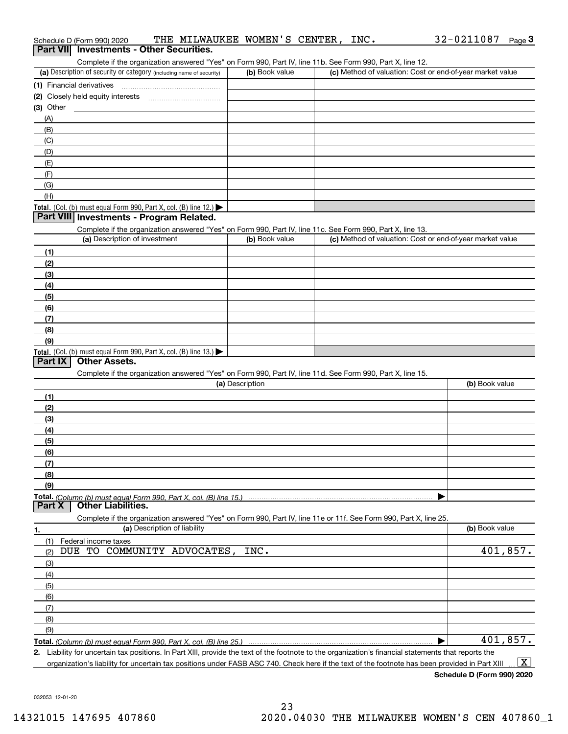Schedule D (Form 990) 2020 THE MILWAUKEE WOMEN'S CENTER, INC. 32-0211087 Page 3

## Part VII Investments - Other Securities.

Complete if the organization answered "Yes" on Form 990, Part IV, line 11b. See Form 990, Part X, line 12.

| (a) Description of security or category (including name of security) | (b) Book value | (c) Method of valuation: Cost or end-of-year market value |
|---|---|---|
| (1) Financial derivatives | | |
| (2) Closely held equity interests | | |
| (3) Other | | |
| (A) | | |
| (B) | | |
| (C) | | |
| (D) | | |
| (E) | | |
| (F) | | |
| (G) | | |
| (H) | | |
| **Total.** (Col. (b) must equal Form 990, Part X, col. (B) line 12.) ▶ | | |

## Part VIII Investments - Program Related.

Complete if the organization answered "Yes" on Form 990, Part IV, line 11c. See Form 990, Part X, line 13.

| (a) Description of investment | (b) Book value | (c) Method of valuation: Cost or end-of-year market value |
|---|---|---|
| (1) | | |
| (2) | | |
| (3) | | |
| (4) | | |
| (5) | | |
| (6) | | |
| (7) | | |
| (8) | | |
| (9) | | |
| **Total.** (Col. (b) must equal Form 990, Part X, col. (B) line 13.) ▶ | | |

## Part IX Other Assets.

Complete if the organization answered "Yes" on Form 990, Part IV, line 11d. See Form 990, Part X, line 15.

| (a) Description | (b) Book value |
|---|---|
| (1) | |
| (2) | |
| (3) | |
| (4) | |
| (5) | |
| (6) | |
| (7) | |
| (8) | |
| (9) | |
| **Total.** *(Column (b) must equal Form 990, Part X, col. (B) line 15.)* ▶ | |

## Part X Other Liabilities.

Complete if the organization answered "Yes" on Form 990, Part IV, line 11e or 11f. See Form 990, Part X, line 25.

| 1. (a) Description of liability | (b) Book value |
|---|---|
| (1) Federal income taxes | |
| (2) DUE TO COMMUNITY ADVOCATES, INC. | 401,857. |
| (3) | |
| (4) | |
| (5) | |
| (6) | |
| (7) | |
| (8) | |
| (9) | |
| **Total.** *(Column (b) must equal Form 990, Part X, col. (B) line 25.)* ▶ | 401,857. |

**2.** Liability for uncertain tax positions. In Part XIII, provide the text of the footnote to the organization's financial statements that reports the organization's liability for uncertain tax positions under FASB ASC 740. Check here if the text of the footnote has been provided in Part XIII ... [X]

**Schedule D (Form 990) 2020**

032053 12-01-20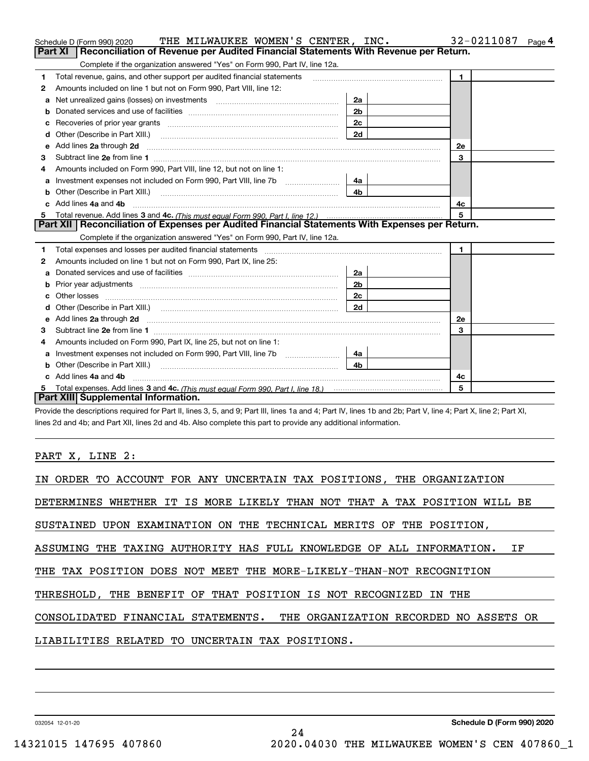Schedule D (Form 990) 2020 THE MILWAUKEE WOMEN'S CENTER, INC. 32-0211087 Page 4

## Part XI Reconciliation of Revenue per Audited Financial Statements With Revenue per Return.

Complete if the organization answered "Yes" on Form 990, Part IV, line 12a.

| | | | | | |
|---|---|---|---|---|---|
| 1 | Total revenue, gains, and other support per audited financial statements | | | 1 | |
| 2 | Amounts included on line 1 but not on Form 990, Part VIII, line 12: | | | | |
| a | Net unrealized gains (losses) on investments | 2a | | | |
| b | Donated services and use of facilities | 2b | | | |
| c | Recoveries of prior year grants | 2c | | | |
| d | Other (Describe in Part XIII.) | 2d | | | |
| e | Add lines 2a through 2d | | | 2e | |
| 3 | Subtract line 2e from line 1 | | | 3 | |
| 4 | Amounts included on Form 990, Part VIII, line 12, but not on line 1: | | | | |
| a | Investment expenses not included on Form 990, Part VIII, line 7b | 4a | | | |
| b | Other (Describe in Part XIII.) | 4b | | | |
| c | Add lines 4a and 4b | | | 4c | |
| 5 | Total revenue. Add lines 3 and 4c. *(This must equal Form 990, Part I, line 12.)* | | | 5 | |

## Part XII Reconciliation of Expenses per Audited Financial Statements With Expenses per Return.

Complete if the organization answered "Yes" on Form 990, Part IV, line 12a.

| | | | | | |
|---|---|---|---|---|---|
| 1 | Total expenses and losses per audited financial statements | | | 1 | |
| 2 | Amounts included on line 1 but not on Form 990, Part IX, line 25: | | | | |
| a | Donated services and use of facilities | 2a | | | |
| b | Prior year adjustments | 2b | | | |
| c | Other losses | 2c | | | |
| d | Other (Describe in Part XIII.) | 2d | | | |
| e | Add lines 2a through 2d | | | 2e | |
| 3 | Subtract line 2e from line 1 | | | 3 | |
| 4 | Amounts included on Form 990, Part IX, line 25, but not on line 1: | | | | |
| a | Investment expenses not included on Form 990, Part VIII, line 7b | 4a | | | |
| b | Other (Describe in Part XIII.) | 4b | | | |
| c | Add lines 4a and 4b | | | 4c | |
| 5 | Total expenses. Add lines 3 and 4c. *(This must equal Form 990, Part I, line 18.)* | | | 5 | |

## Part XIII Supplemental Information.

Provide the descriptions required for Part II, lines 3, 5, and 9; Part III, lines 1a and 4; Part IV, lines 1b and 2b; Part V, line 4; Part X, line 2; Part XI, lines 2d and 4b; and Part XII, lines 2d and 4b. Also complete this part to provide any additional information.

PART X, LINE 2:

IN ORDER TO ACCOUNT FOR ANY UNCERTAIN TAX POSITIONS, THE ORGANIZATION DETERMINES WHETHER IT IS MORE LIKELY THAN NOT THAT A TAX POSITION WILL BE SUSTAINED UPON EXAMINATION ON THE TECHNICAL MERITS OF THE POSITION, ASSUMING THE TAXING AUTHORITY HAS FULL KNOWLEDGE OF ALL INFORMATION. IF THE TAX POSITION DOES NOT MEET THE MORE-LIKELY-THAN-NOT RECOGNITION THRESHOLD, THE BENEFIT OF THAT POSITION IS NOT RECOGNIZED IN THE CONSOLIDATED FINANCIAL STATEMENTS. THE ORGANIZATION RECORDED NO ASSETS OR LIABILITIES RELATED TO UNCERTAIN TAX POSITIONS.

032054 12-01-20 **Schedule D (Form 990) 2020**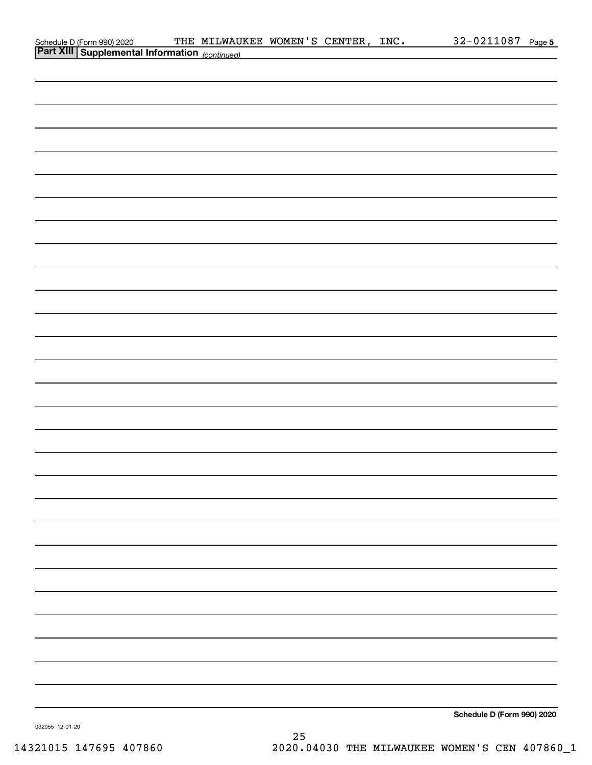Schedule D (Form 990) 2020 THE MILWAUKEE WOMEN'S CENTER, INC. 32-0211087 Page 5

**Part XIII | Supplemental Information** *(continued)*

**Schedule D (Form 990) 2020**

032055 12-01-20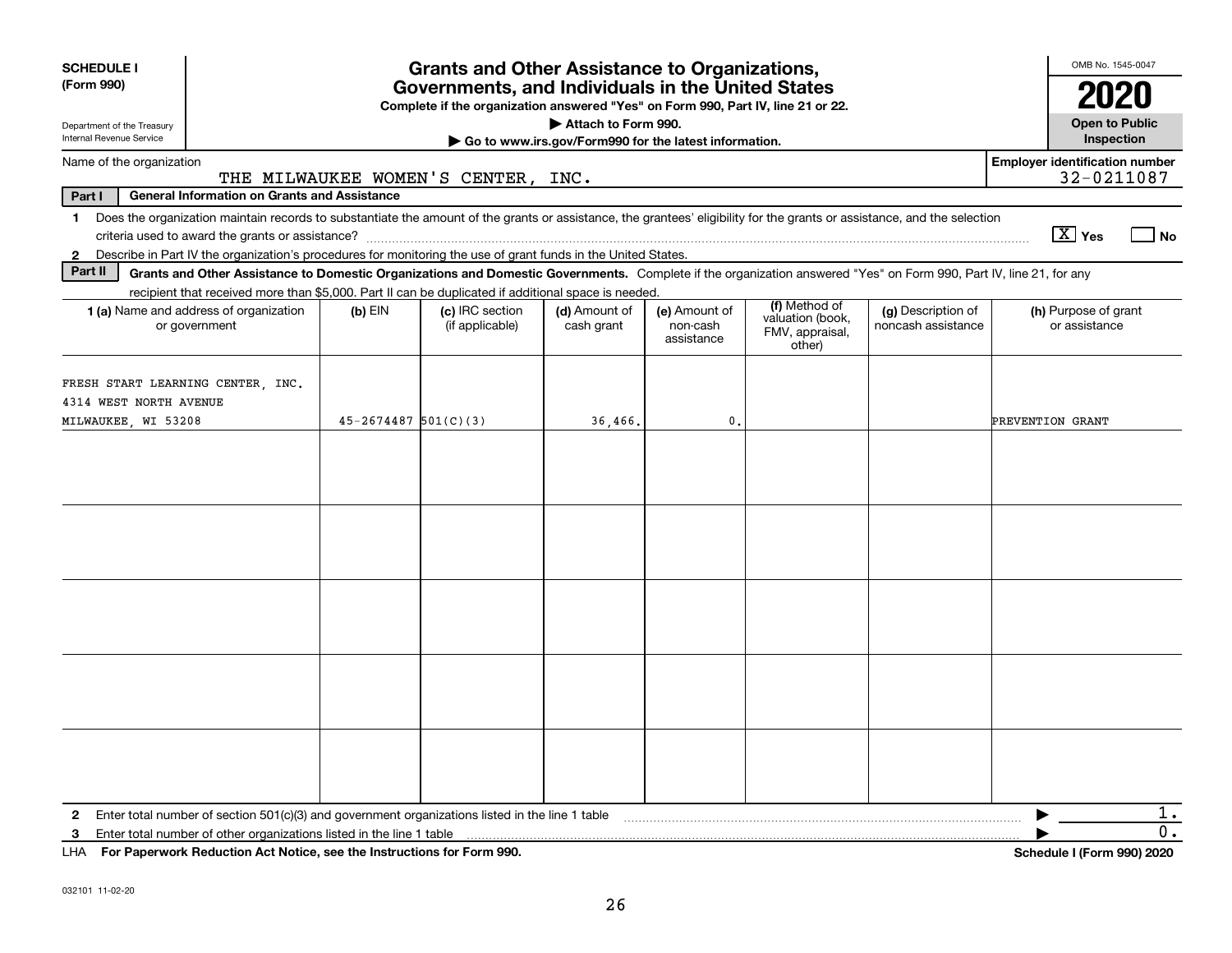**SCHEDULE I (Form 990)**

Department of the Treasury
Internal Revenue Service

# Grants and Other Assistance to Organizations, Governments, and Individuals in the United States

**Complete if the organization answered "Yes" on Form 990, Part IV, line 21 or 22.**

▶ **Attach to Form 990.**

▶ **Go to www.irs.gov/Form990 for the latest information.**

OMB No. 1545-0047

**2020**

**Open to Public Inspection**

Name of the organization: THE MILWAUKEE WOMEN'S CENTER, INC.

**Employer identification number** 32-0211087

**Part I — General Information on Grants and Assistance**

1 Does the organization maintain records to substantiate the amount of the grants or assistance, the grantees' eligibility for the grants or assistance, and the selection criteria used to award the grants or assistance? [X] Yes [ ] No

2 Describe in Part IV the organization's procedures for monitoring the use of grant funds in the United States.

**Part II — Grants and Other Assistance to Domestic Organizations and Domestic Governments.** Complete if the organization answered "Yes" on Form 990, Part IV, line 21, for any recipient that received more than $5,000. Part II can be duplicated if additional space is needed.

| 1 (a) Name and address of organization or government | (b) EIN | (c) IRC section (if applicable) | (d) Amount of cash grant | (e) Amount of non-cash assistance | (f) Method of valuation (book, FMV, appraisal, other) | (g) Description of noncash assistance | (h) Purpose of grant or assistance |
|---|---|---|---|---|---|---|---|
| FRESH START LEARNING CENTER, INC.<br>4314 WEST NORTH AVENUE<br>MILWAUKEE, WI 53208 | 45-2674487 | 501(C)(3) | 36,466. | 0. | | | PREVENTION GRANT |
| | | | | | | | |
| | | | | | | | |
| | | | | | | | |
| | | | | | | | |
| | | | | | | | |

2 Enter total number of section 501(c)(3) and government organizations listed in the line 1 table ▶ 1.

3 Enter total number of other organizations listed in the line 1 table ▶ 0.

LHA **For Paperwork Reduction Act Notice, see the Instructions for Form 990.** **Schedule I (Form 990) 2020**

032101 11-02-20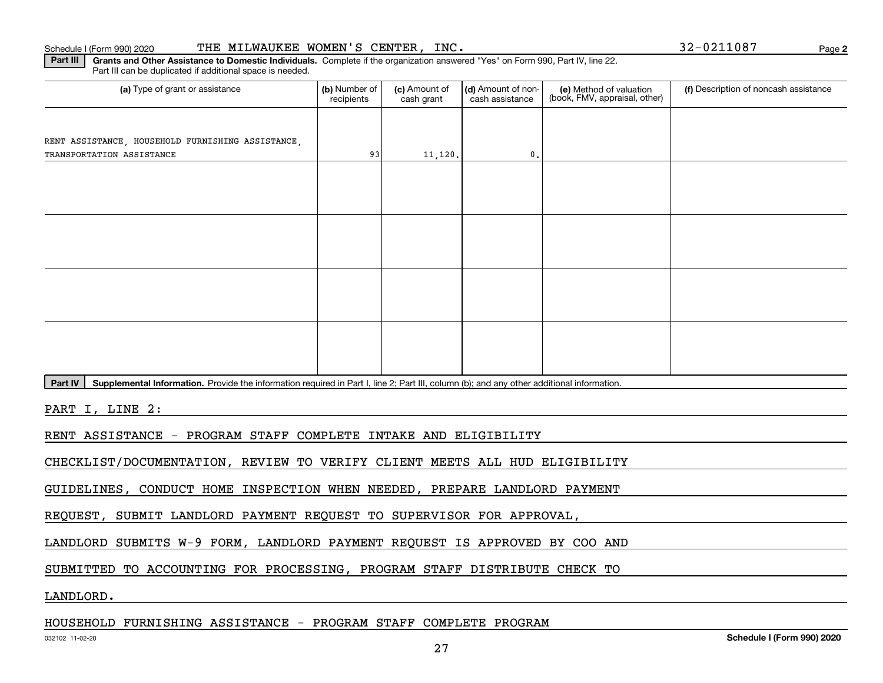Schedule I (Form 990) 2020 THE MILWAUKEE WOMEN'S CENTER, INC. 32-0211087 Page **2**

**Part III** **Grants and Other Assistance to Domestic Individuals.** Complete if the organization answered "Yes" on Form 990, Part IV, line 22. Part III can be duplicated if additional space is needed.

| (a) Type of grant or assistance | (b) Number of recipients | (c) Amount of cash grant | (d) Amount of non-cash assistance | (e) Method of valuation (book, FMV, appraisal, other) | (f) Description of noncash assistance |
|---|---|---|---|---|---|
| RENT ASSISTANCE, HOUSEHOLD FURNISHING ASSISTANCE, TRANSPORTATION ASSISTANCE | 93 | 11,120. | 0. | | |
| | | | | | |
| | | | | | |
| | | | | | |
| | | | | | |

**Part IV** **Supplemental Information.** Provide the information required in Part I, line 2; Part III, column (b); and any other additional information.

PART I, LINE 2:

RENT ASSISTANCE - PROGRAM STAFF COMPLETE INTAKE AND ELIGIBILITY CHECKLIST/DOCUMENTATION, REVIEW TO VERIFY CLIENT MEETS ALL HUD ELIGIBILITY GUIDELINES, CONDUCT HOME INSPECTION WHEN NEEDED, PREPARE LANDLORD PAYMENT REQUEST, SUBMIT LANDLORD PAYMENT REQUEST TO SUPERVISOR FOR APPROVAL, LANDLORD SUBMITS W-9 FORM, LANDLORD PAYMENT REQUEST IS APPROVED BY COO AND SUBMITTED TO ACCOUNTING FOR PROCESSING, PROGRAM STAFF DISTRIBUTE CHECK TO LANDLORD.

HOUSEHOLD FURNISHING ASSISTANCE - PROGRAM STAFF COMPLETE PROGRAM

032102 11-02-20 **Schedule I (Form 990) 2020**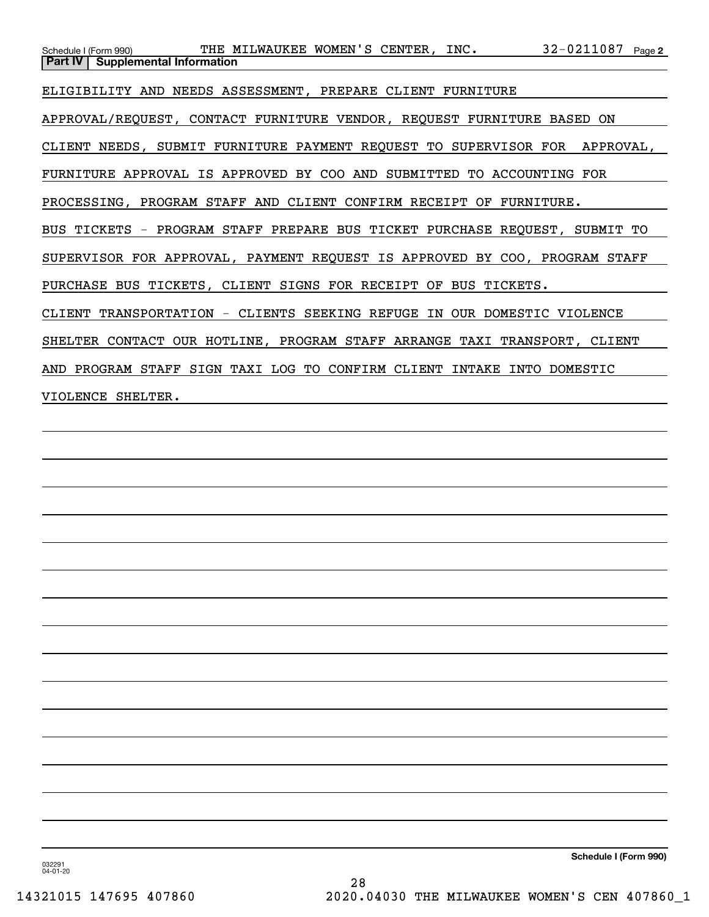Schedule I (Form 990) THE MILWAUKEE WOMEN'S CENTER, INC. 32-0211087 Page 2

**Part IV | Supplemental Information**

ELIGIBILITY AND NEEDS ASSESSMENT, PREPARE CLIENT FURNITURE APPROVAL/REQUEST, CONTACT FURNITURE VENDOR, REQUEST FURNITURE BASED ON CLIENT NEEDS, SUBMIT FURNITURE PAYMENT REQUEST TO SUPERVISOR FOR APPROVAL, FURNITURE APPROVAL IS APPROVED BY COO AND SUBMITTED TO ACCOUNTING FOR PROCESSING, PROGRAM STAFF AND CLIENT CONFIRM RECEIPT OF FURNITURE.

BUS TICKETS - PROGRAM STAFF PREPARE BUS TICKET PURCHASE REQUEST, SUBMIT TO SUPERVISOR FOR APPROVAL, PAYMENT REQUEST IS APPROVED BY COO, PROGRAM STAFF PURCHASE BUS TICKETS, CLIENT SIGNS FOR RECEIPT OF BUS TICKETS.

CLIENT TRANSPORTATION - CLIENTS SEEKING REFUGE IN OUR DOMESTIC VIOLENCE SHELTER CONTACT OUR HOTLINE, PROGRAM STAFF ARRANGE TAXI TRANSPORT, CLIENT AND PROGRAM STAFF SIGN TAXI LOG TO CONFIRM CLIENT INTAKE INTO DOMESTIC VIOLENCE SHELTER.

Schedule I (Form 990)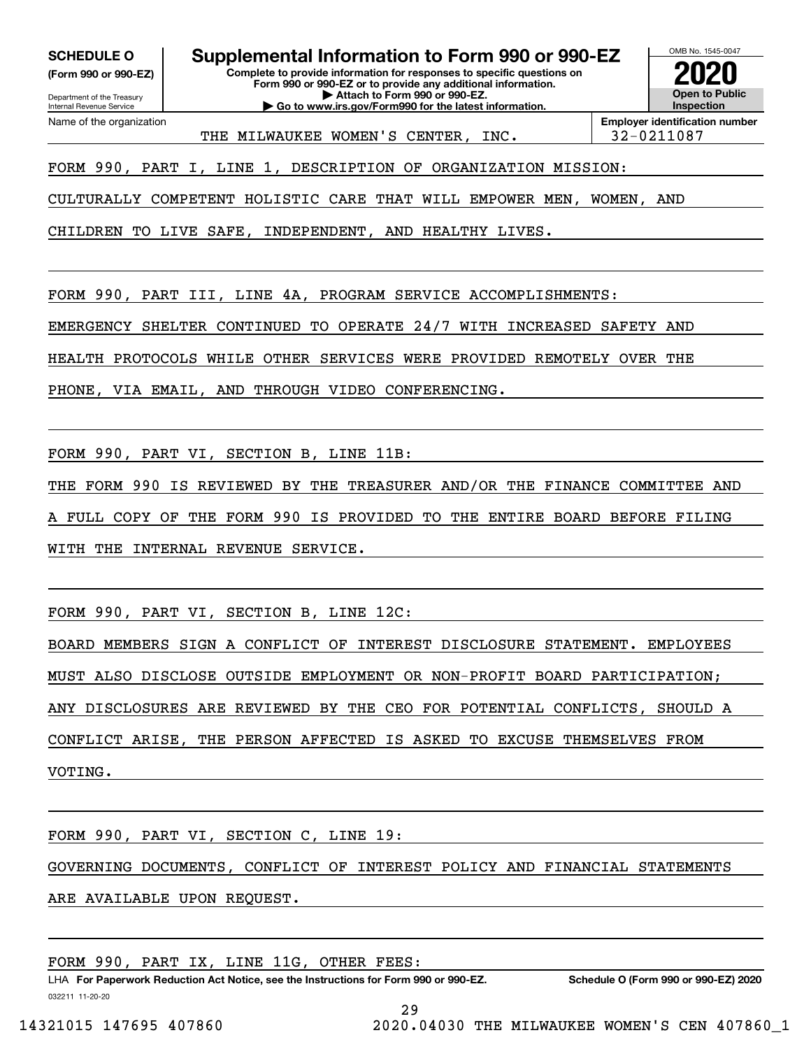**SCHEDULE O**
**(Form 990 or 990-EZ)**

Department of the Treasury
Internal Revenue Service

# Supplemental Information to Form 990 or 990-EZ

**Complete to provide information for responses to specific questions on Form 990 or 990-EZ or to provide any additional information.**
**▶ Attach to Form 990 or 990-EZ.**
**▶ Go to www.irs.gov/Form990 for the latest information.**

OMB No. 1545-0047
**2020**
**Open to Public Inspection**

Name of the organization: THE MILWAUKEE WOMEN'S CENTER, INC.
**Employer identification number**: 32-0211087

FORM 990, PART I, LINE 1, DESCRIPTION OF ORGANIZATION MISSION:

CULTURALLY COMPETENT HOLISTIC CARE THAT WILL EMPOWER MEN, WOMEN, AND CHILDREN TO LIVE SAFE, INDEPENDENT, AND HEALTHY LIVES.

FORM 990, PART III, LINE 4A, PROGRAM SERVICE ACCOMPLISHMENTS:

EMERGENCY SHELTER CONTINUED TO OPERATE 24/7 WITH INCREASED SAFETY AND HEALTH PROTOCOLS WHILE OTHER SERVICES WERE PROVIDED REMOTELY OVER THE PHONE, VIA EMAIL, AND THROUGH VIDEO CONFERENCING.

FORM 990, PART VI, SECTION B, LINE 11B:

THE FORM 990 IS REVIEWED BY THE TREASURER AND/OR THE FINANCE COMMITTEE AND A FULL COPY OF THE FORM 990 IS PROVIDED TO THE ENTIRE BOARD BEFORE FILING WITH THE INTERNAL REVENUE SERVICE.

FORM 990, PART VI, SECTION B, LINE 12C:

BOARD MEMBERS SIGN A CONFLICT OF INTEREST DISCLOSURE STATEMENT. EMPLOYEES MUST ALSO DISCLOSE OUTSIDE EMPLOYMENT OR NON-PROFIT BOARD PARTICIPATION; ANY DISCLOSURES ARE REVIEWED BY THE CEO FOR POTENTIAL CONFLICTS, SHOULD A CONFLICT ARISE, THE PERSON AFFECTED IS ASKED TO EXCUSE THEMSELVES FROM VOTING.

FORM 990, PART VI, SECTION C, LINE 19:

GOVERNING DOCUMENTS, CONFLICT OF INTEREST POLICY AND FINANCIAL STATEMENTS ARE AVAILABLE UPON REQUEST.

FORM 990, PART IX, LINE 11G, OTHER FEES:

LHA **For Paperwork Reduction Act Notice, see the Instructions for Form 990 or 990-EZ.** **Schedule O (Form 990 or 990-EZ) 2020**

032211 11-20-20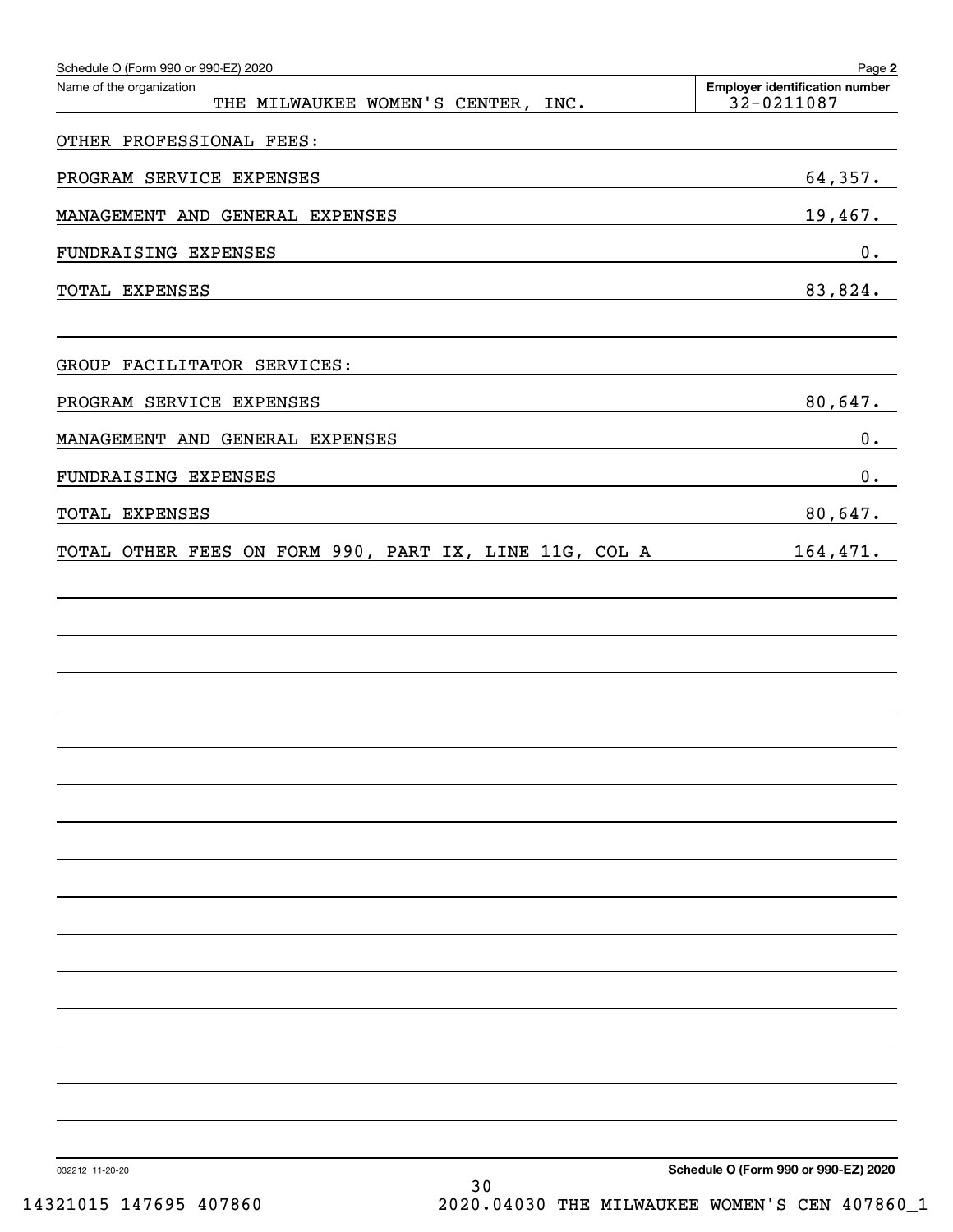Schedule O (Form 990 or 990-EZ) 2020

Name of the organization: THE MILWAUKEE WOMEN'S CENTER, INC.

Employer identification number: 32-0211087

OTHER PROFESSIONAL FEES:

| | |
|---|---|
| PROGRAM SERVICE EXPENSES | 64,357. |
| MANAGEMENT AND GENERAL EXPENSES | 19,467. |
| FUNDRAISING EXPENSES | 0. |
| TOTAL EXPENSES | 83,824. |

GROUP FACILITATOR SERVICES:

| | |
|---|---|
| PROGRAM SERVICE EXPENSES | 80,647. |
| MANAGEMENT AND GENERAL EXPENSES | 0. |
| FUNDRAISING EXPENSES | 0. |
| TOTAL EXPENSES | 80,647. |
| TOTAL OTHER FEES ON FORM 990, PART IX, LINE 11G, COL A | 164,471. |

032212 11-20-20

Schedule O (Form 990 or 990-EZ) 2020

14321015 147695 407860 2020.04030 THE MILWAUKEE WOMEN'S CEN 407860_1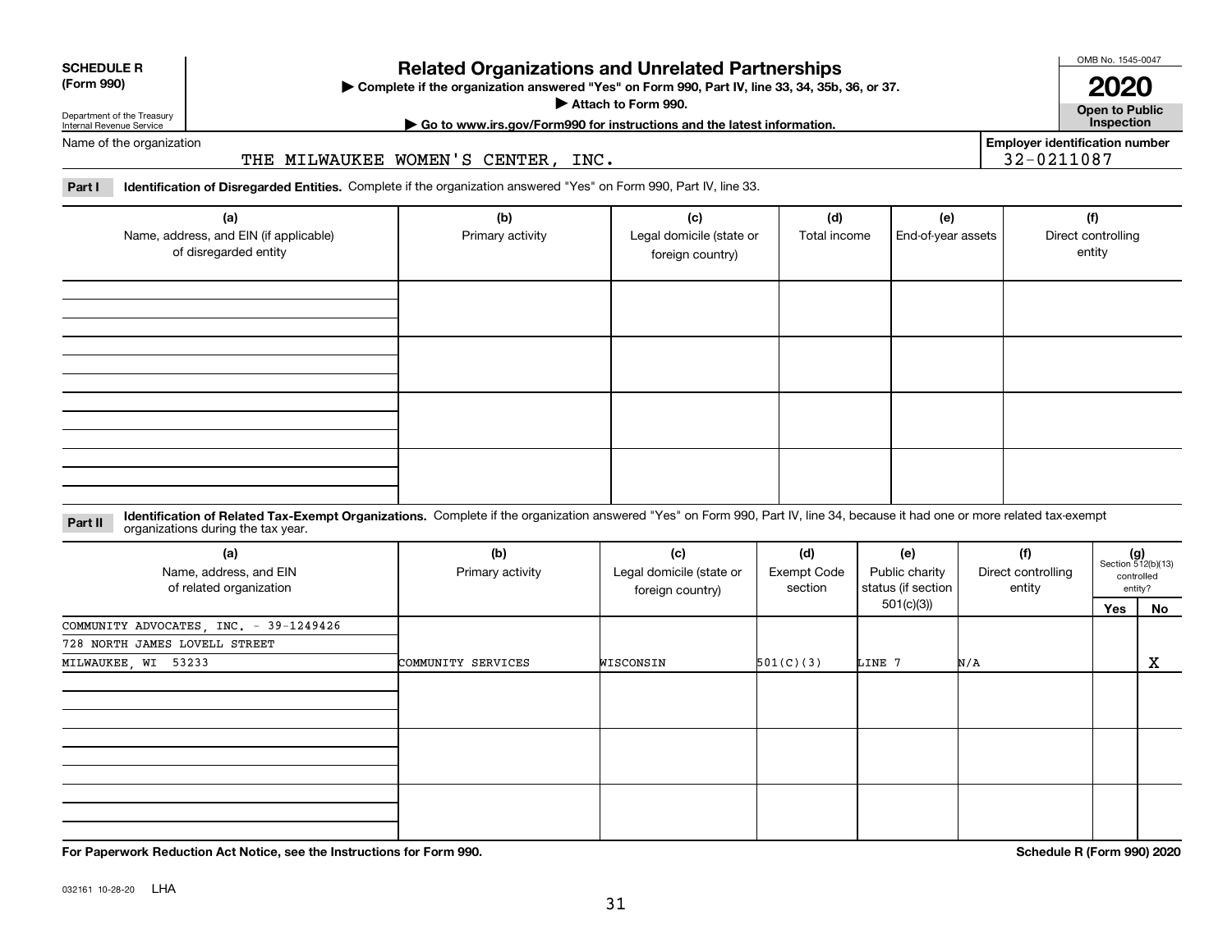**SCHEDULE R (Form 990)**

Department of the Treasury
Internal Revenue Service

# Related Organizations and Unrelated Partnerships

▶ Complete if the organization answered "Yes" on Form 990, Part IV, line 33, 34, 35b, 36, or 37.

▶ Attach to Form 990.

▶ Go to www.irs.gov/Form990 for instructions and the latest information.

OMB No. 1545-0047

**2020**

**Open to Public Inspection**

Name of the organization: THE MILWAUKEE WOMEN'S CENTER, INC.

Employer identification number: 32-0211087

**Part I** **Identification of Disregarded Entities.** Complete if the organization answered "Yes" on Form 990, Part IV, line 33.

| (a) Name, address, and EIN (if applicable) of disregarded entity | (b) Primary activity | (c) Legal domicile (state or foreign country) | (d) Total income | (e) End-of-year assets | (f) Direct controlling entity |
|---|---|---|---|---|---|
| | | | | | |
| | | | | | |
| | | | | | |
| | | | | | |

**Part II** **Identification of Related Tax-Exempt Organizations.** Complete if the organization answered "Yes" on Form 990, Part IV, line 34, because it had one or more related tax-exempt organizations during the tax year.

| (a) Name, address, and EIN of related organization | (b) Primary activity | (c) Legal domicile (state or foreign country) | (d) Exempt Code section | (e) Public charity status (if section 501(c)(3)) | (f) Direct controlling entity | (g) Section 512(b)(13) controlled entity? Yes | No |
|---|---|---|---|---|---|---|---|
| COMMUNITY ADVOCATES, INC. - 39-1249426<br>728 NORTH JAMES LOVELL STREET<br>MILWAUKEE, WI 53233 | COMMUNITY SERVICES | WISCONSIN | 501(C)(3) | LINE 7 | N/A | | X |
| | | | | | | | |
| | | | | | | | |
| | | | | | | | |

**For Paperwork Reduction Act Notice, see the Instructions for Form 990.**

**Schedule R (Form 990) 2020**

032161 10-28-20 LHA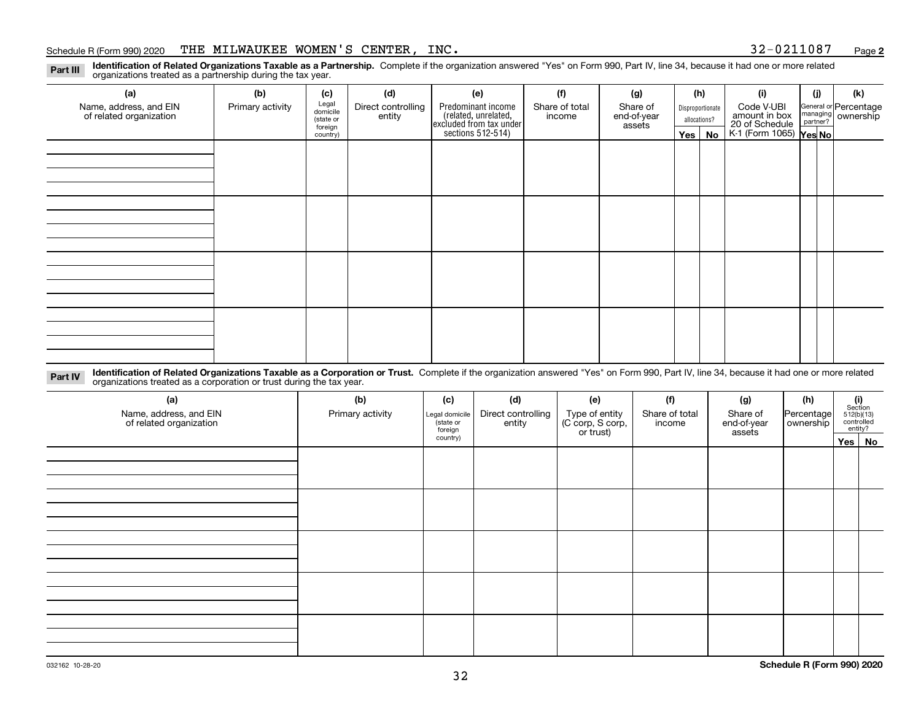Schedule R (Form 990) 2020 THE MILWAUKEE WOMEN'S CENTER, INC. 32-0211087 Page **2**

**Part III** **Identification of Related Organizations Taxable as a Partnership.** Complete if the organization answered "Yes" on Form 990, Part IV, line 34, because it had one or more related organizations treated as a partnership during the tax year.

| (a) Name, address, and EIN of related organization | (b) Primary activity | (c) Legal domicile (state or foreign country) | (d) Direct controlling entity | (e) Predominant income (related, unrelated, excluded from tax under sections 512-514) | (f) Share of total income | (g) Share of end-of-year assets | (h) Disproportionate allocations? Yes | No | (i) Code V-UBI amount in box 20 of Schedule K-1 (Form 1065) | (j) General or managing partner? Yes | No | (k) Percentage ownership |
|---|---|---|---|---|---|---|---|---|---|---|---|---|
| | | | | | | | | | | | | |
| | | | | | | | | | | | | |
| | | | | | | | | | | | | |
| | | | | | | | | | | | | |

**Part IV** **Identification of Related Organizations Taxable as a Corporation or Trust.** Complete if the organization answered "Yes" on Form 990, Part IV, line 34, because it had one or more related organizations treated as a corporation or trust during the tax year.

| (a) Name, address, and EIN of related organization | (b) Primary activity | (c) Legal domicile (state or foreign country) | (d) Direct controlling entity | (e) Type of entity (C corp, S corp, or trust) | (f) Share of total income | (g) Share of end-of-year assets | (h) Percentage ownership | (i) Section 512(b)(13) controlled entity? Yes | No |
|---|---|---|---|---|---|---|---|---|---|
| | | | | | | | | | |
| | | | | | | | | | |
| | | | | | | | | | |
| | | | | | | | | | |
| | | | | | | | | | |

032162 10-28-20 **Schedule R (Form 990) 2020**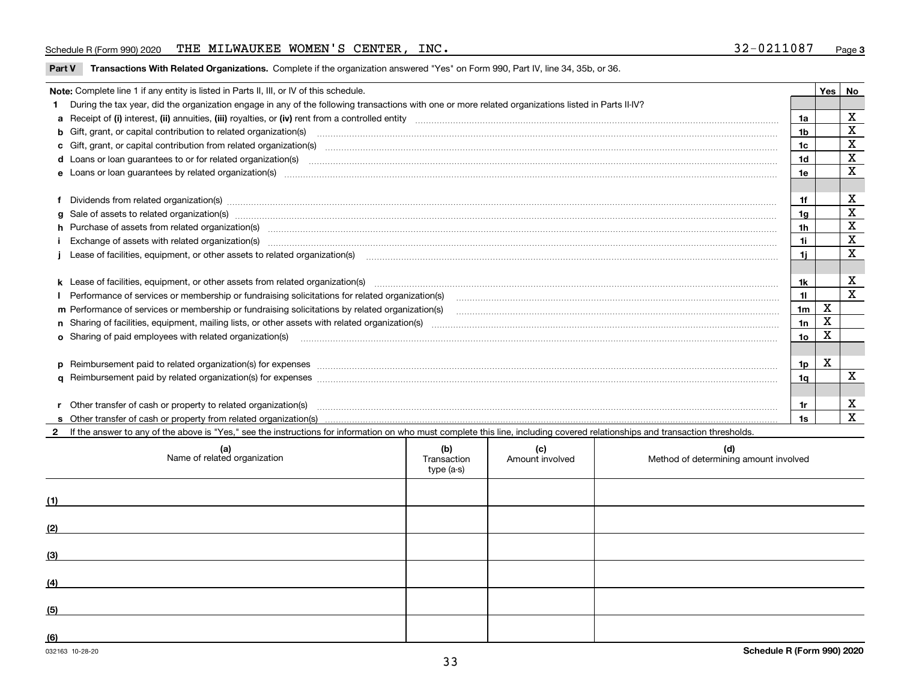Schedule R (Form 990) 2020 THE MILWAUKEE WOMEN'S CENTER, INC. 32-0211087 Page 3

**Part V Transactions With Related Organizations.** Complete if the organization answered "Yes" on Form 990, Part IV, line 34, 35b, or 36.

| Note: Complete line 1 if any entity is listed in Parts II, III, or IV of this schedule. | | Yes | No |
|---|---|---|---|
| **1** During the tax year, did the organization engage in any of the following transactions with one or more related organizations listed in Parts II-IV? | | | |
| **a** Receipt of **(i)** interest, **(ii)** annuities, **(iii)** royalties, or **(iv)** rent from a controlled entity | 1a | | X |
| **b** Gift, grant, or capital contribution to related organization(s) | 1b | | X |
| **c** Gift, grant, or capital contribution from related organization(s) | 1c | | X |
| **d** Loans or loan guarantees to or for related organization(s) | 1d | | X |
| **e** Loans or loan guarantees by related organization(s) | 1e | | X |
| **f** Dividends from related organization(s) | 1f | | X |
| **g** Sale of assets to related organization(s) | 1g | | X |
| **h** Purchase of assets from related organization(s) | 1h | | X |
| **i** Exchange of assets with related organization(s) | 1i | | X |
| **j** Lease of facilities, equipment, or other assets to related organization(s) | 1j | | X |
| **k** Lease of facilities, equipment, or other assets from related organization(s) | 1k | | X |
| **l** Performance of services or membership or fundraising solicitations for related organization(s) | 1l | | X |
| **m** Performance of services or membership or fundraising solicitations by related organization(s) | 1m | X | |
| **n** Sharing of facilities, equipment, mailing lists, or other assets with related organization(s) | 1n | X | |
| **o** Sharing of paid employees with related organization(s) | 1o | X | |
| **p** Reimbursement paid to related organization(s) for expenses | 1p | X | |
| **q** Reimbursement paid by related organization(s) for expenses | 1q | | X |
| **r** Other transfer of cash or property to related organization(s) | 1r | | X |
| **s** Other transfer of cash or property from related organization(s) | 1s | | X |

**2** If the answer to any of the above is "Yes," see the instructions for information on who must complete this line, including covered relationships and transaction thresholds.

| (a) Name of related organization | (b) Transaction type (a-s) | (c) Amount involved | (d) Method of determining amount involved |
|---|---|---|---|
| (1) | | | |
| (2) | | | |
| (3) | | | |
| (4) | | | |
| (5) | | | |
| (6) | | | |

032163 10-28-20 **Schedule R (Form 990) 2020**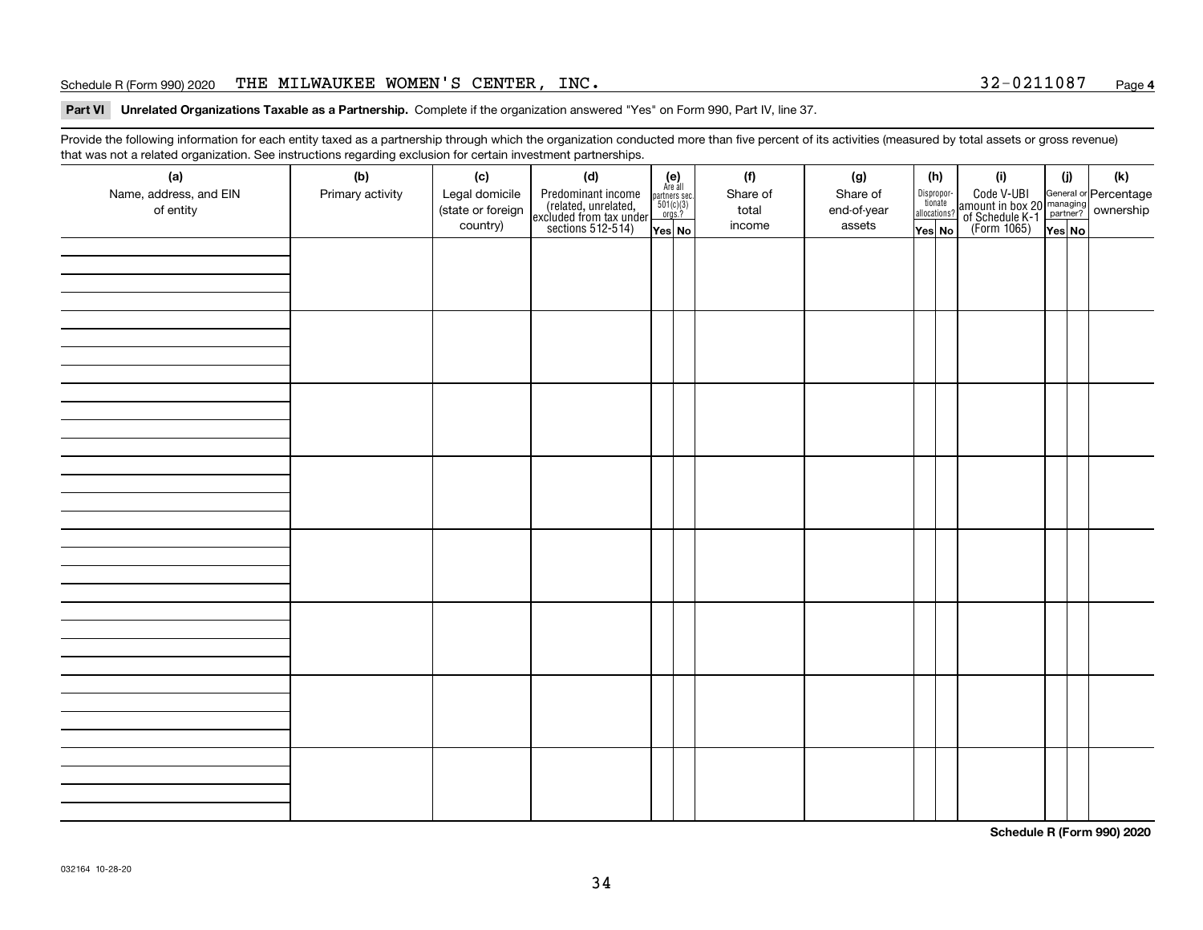Schedule R (Form 990) 2020 THE MILWAUKEE WOMEN'S CENTER, INC. 32-0211087 Page 4

**Part VI Unrelated Organizations Taxable as a Partnership.** Complete if the organization answered "Yes" on Form 990, Part IV, line 37.

Provide the following information for each entity taxed as a partnership through which the organization conducted more than five percent of its activities (measured by total assets or gross revenue) that was not a related organization. See instructions regarding exclusion for certain investment partnerships.

| (a) Name, address, and EIN of entity | (b) Primary activity | (c) Legal domicile (state or foreign country) | (d) Predominant income (related, unrelated, excluded from tax under sections 512-514) | (e) Are all partners sec. 501(c)(3) orgs.? | | (f) Share of total income | (g) Share of end-of-year assets | (h) Disproportionate allocations? | | (i) Code V-UBI amount in box 20 of Schedule K-1 (Form 1065) | (j) General or managing partner? | | (k) Percentage ownership |
|---|---|---|---|---|---|---|---|---|---|---|---|---|---|
| | | | | Yes | No | | | Yes | No | | Yes | No | |
| | | | | | | | | | | | | | |
| | | | | | | | | | | | | | |
| | | | | | | | | | | | | | |
| | | | | | | | | | | | | | |
| | | | | | | | | | | | | | |
| | | | | | | | | | | | | | |
| | | | | | | | | | | | | | |
| | | | | | | | | | | | | | |

**Schedule R (Form 990) 2020**

032164 10-28-20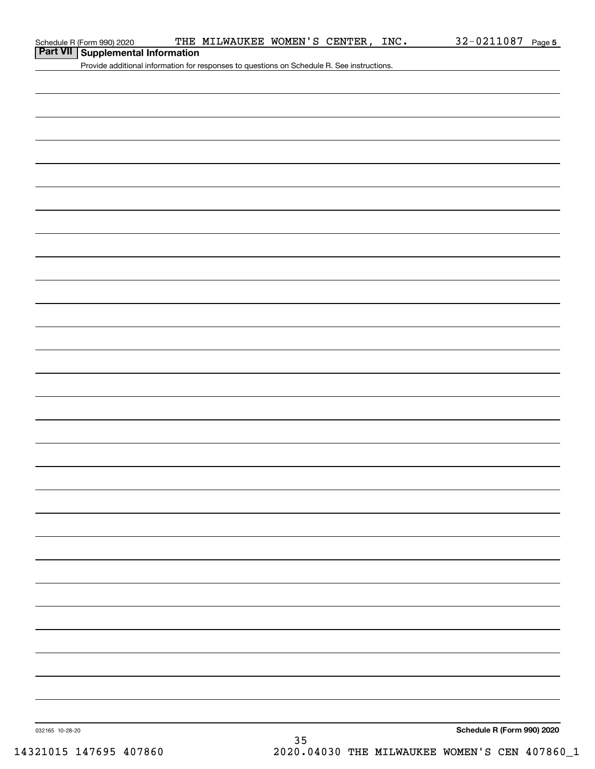Schedule R (Form 990) 2020 THE MILWAUKEE WOMEN'S CENTER, INC. 32-0211087 Page 5

## Part VII Supplemental Information

Provide additional information for responses to questions on Schedule R. See instructions.

032165 10-28-20

**Schedule R (Form 990) 2020**

14321015 147695 407860 2020.04030 THE MILWAUKEE WOMEN'S CEN 407860_1